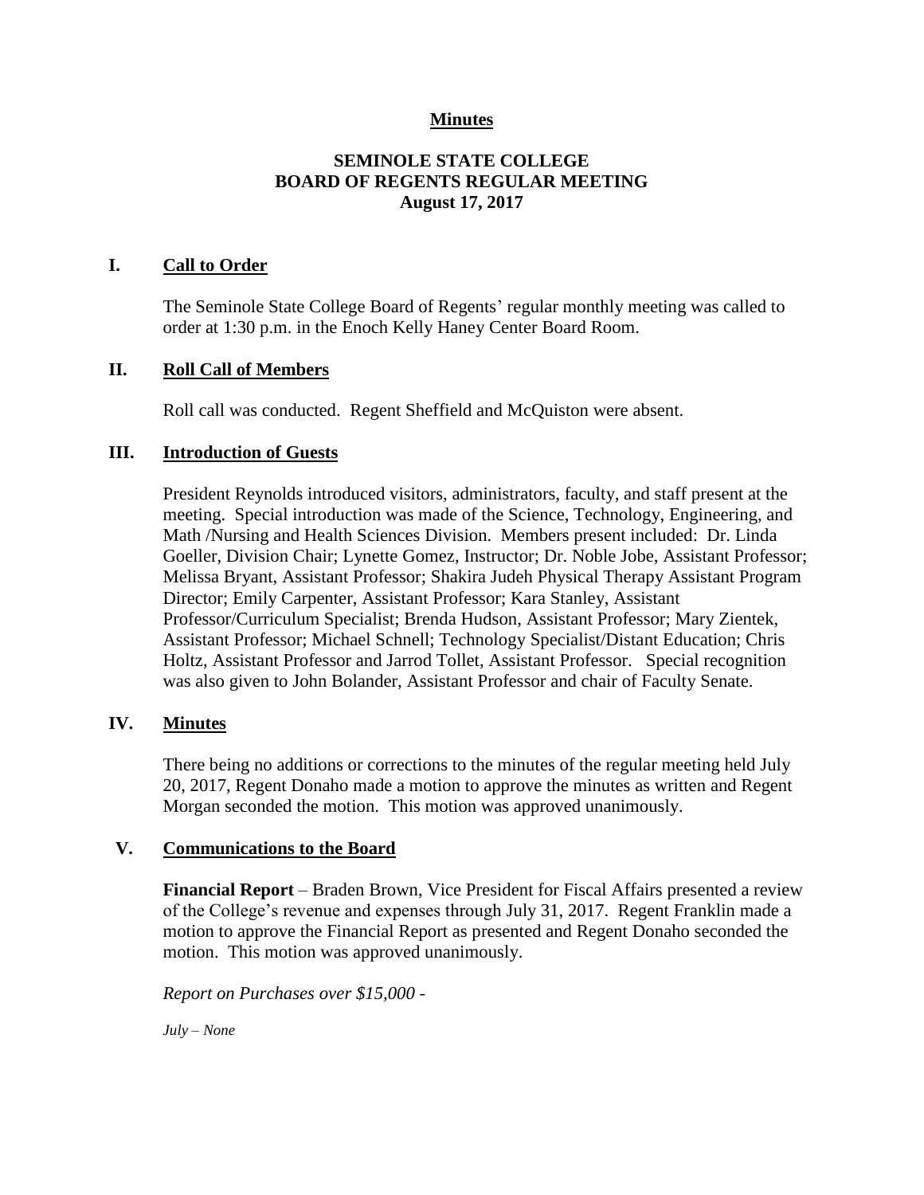**Minutes**

# SEMINOLE STATE COLLEGE
# BOARD OF REGENTS REGULAR MEETING
**August 17, 2017**

## I. Call to Order

The Seminole State College Board of Regents' regular monthly meeting was called to order at 1:30 p.m. in the Enoch Kelly Haney Center Board Room.

## II. Roll Call of Members

Roll call was conducted. Regent Sheffield and McQuiston were absent.

## III. Introduction of Guests

President Reynolds introduced visitors, administrators, faculty, and staff present at the meeting. Special introduction was made of the Science, Technology, Engineering, and Math /Nursing and Health Sciences Division. Members present included: Dr. Linda Goeller, Division Chair; Lynette Gomez, Instructor; Dr. Noble Jobe, Assistant Professor; Melissa Bryant, Assistant Professor; Shakira Judeh Physical Therapy Assistant Program Director; Emily Carpenter, Assistant Professor; Kara Stanley, Assistant Professor/Curriculum Specialist; Brenda Hudson, Assistant Professor; Mary Zientek, Assistant Professor; Michael Schnell; Technology Specialist/Distant Education; Chris Holtz, Assistant Professor and Jarrod Tollet, Assistant Professor. Special recognition was also given to John Bolander, Assistant Professor and chair of Faculty Senate.

## IV. Minutes

There being no additions or corrections to the minutes of the regular meeting held July 20, 2017, Regent Donaho made a motion to approve the minutes as written and Regent Morgan seconded the motion. This motion was approved unanimously.

## V. Communications to the Board

**Financial Report** – Braden Brown, Vice President for Fiscal Affairs presented a review of the College's revenue and expenses through July 31, 2017. Regent Franklin made a motion to approve the Financial Report as presented and Regent Donaho seconded the motion. This motion was approved unanimously.

*Report on Purchases over $15,000 -*

*July – None*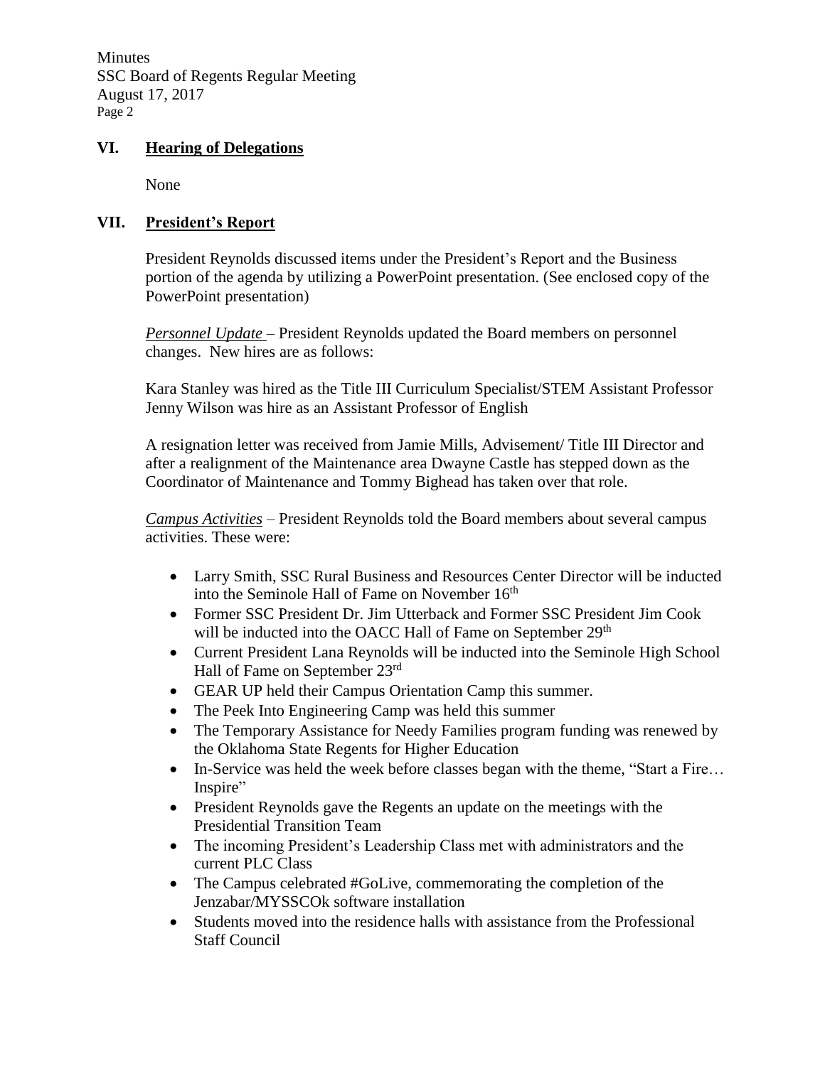## VI. Hearing of Delegations

None

## VII. President's Report

President Reynolds discussed items under the President's Report and the Business portion of the agenda by utilizing a PowerPoint presentation. (See enclosed copy of the PowerPoint presentation)

*Personnel Update* – President Reynolds updated the Board members on personnel changes. New hires are as follows:

Kara Stanley was hired as the Title III Curriculum Specialist/STEM Assistant Professor
Jenny Wilson was hire as an Assistant Professor of English

A resignation letter was received from Jamie Mills, Advisement/ Title III Director and after a realignment of the Maintenance area Dwayne Castle has stepped down as the Coordinator of Maintenance and Tommy Bighead has taken over that role.

*Campus Activities* – President Reynolds told the Board members about several campus activities. These were:

- Larry Smith, SSC Rural Business and Resources Center Director will be inducted into the Seminole Hall of Fame on November 16th
- Former SSC President Dr. Jim Utterback and Former SSC President Jim Cook will be inducted into the OACC Hall of Fame on September 29th
- Current President Lana Reynolds will be inducted into the Seminole High School Hall of Fame on September 23rd
- GEAR UP held their Campus Orientation Camp this summer.
- The Peek Into Engineering Camp was held this summer
- The Temporary Assistance for Needy Families program funding was renewed by the Oklahoma State Regents for Higher Education
- In-Service was held the week before classes began with the theme, "Start a Fire… Inspire"
- President Reynolds gave the Regents an update on the meetings with the Presidential Transition Team
- The incoming President's Leadership Class met with administrators and the current PLC Class
- The Campus celebrated #GoLive, commemorating the completion of the Jenzabar/MYSSCOk software installation
- Students moved into the residence halls with assistance from the Professional Staff Council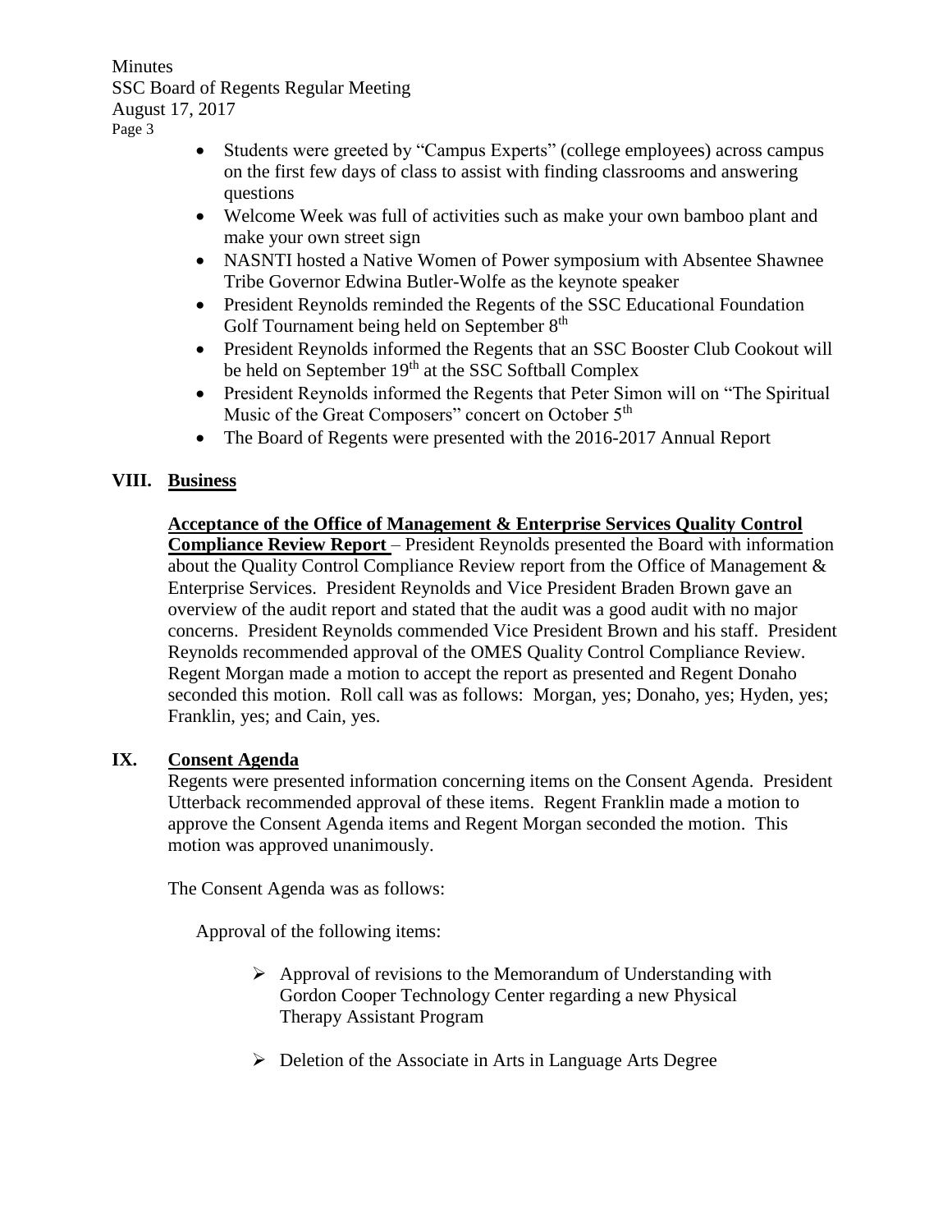- Students were greeted by "Campus Experts" (college employees) across campus on the first few days of class to assist with finding classrooms and answering questions
- Welcome Week was full of activities such as make your own bamboo plant and make your own street sign
- NASNTI hosted a Native Women of Power symposium with Absentee Shawnee Tribe Governor Edwina Butler-Wolfe as the keynote speaker
- President Reynolds reminded the Regents of the SSC Educational Foundation Golf Tournament being held on September 8th
- President Reynolds informed the Regents that an SSC Booster Club Cookout will be held on September 19th at the SSC Softball Complex
- President Reynolds informed the Regents that Peter Simon will on "The Spiritual Music of the Great Composers" concert on October 5th
- The Board of Regents were presented with the 2016-2017 Annual Report

## VIII. Business

**Acceptance of the Office of Management & Enterprise Services Quality Control Compliance Review Report** – President Reynolds presented the Board with information about the Quality Control Compliance Review report from the Office of Management & Enterprise Services. President Reynolds and Vice President Braden Brown gave an overview of the audit report and stated that the audit was a good audit with no major concerns. President Reynolds commended Vice President Brown and his staff. President Reynolds recommended approval of the OMES Quality Control Compliance Review. Regent Morgan made a motion to accept the report as presented and Regent Donaho seconded this motion. Roll call was as follows: Morgan, yes; Donaho, yes; Hyden, yes; Franklin, yes; and Cain, yes.

## IX. Consent Agenda

Regents were presented information concerning items on the Consent Agenda. President Utterback recommended approval of these items. Regent Franklin made a motion to approve the Consent Agenda items and Regent Morgan seconded the motion. This motion was approved unanimously.

The Consent Agenda was as follows:

Approval of the following items:

- Approval of revisions to the Memorandum of Understanding with Gordon Cooper Technology Center regarding a new Physical Therapy Assistant Program
- Deletion of the Associate in Arts in Language Arts Degree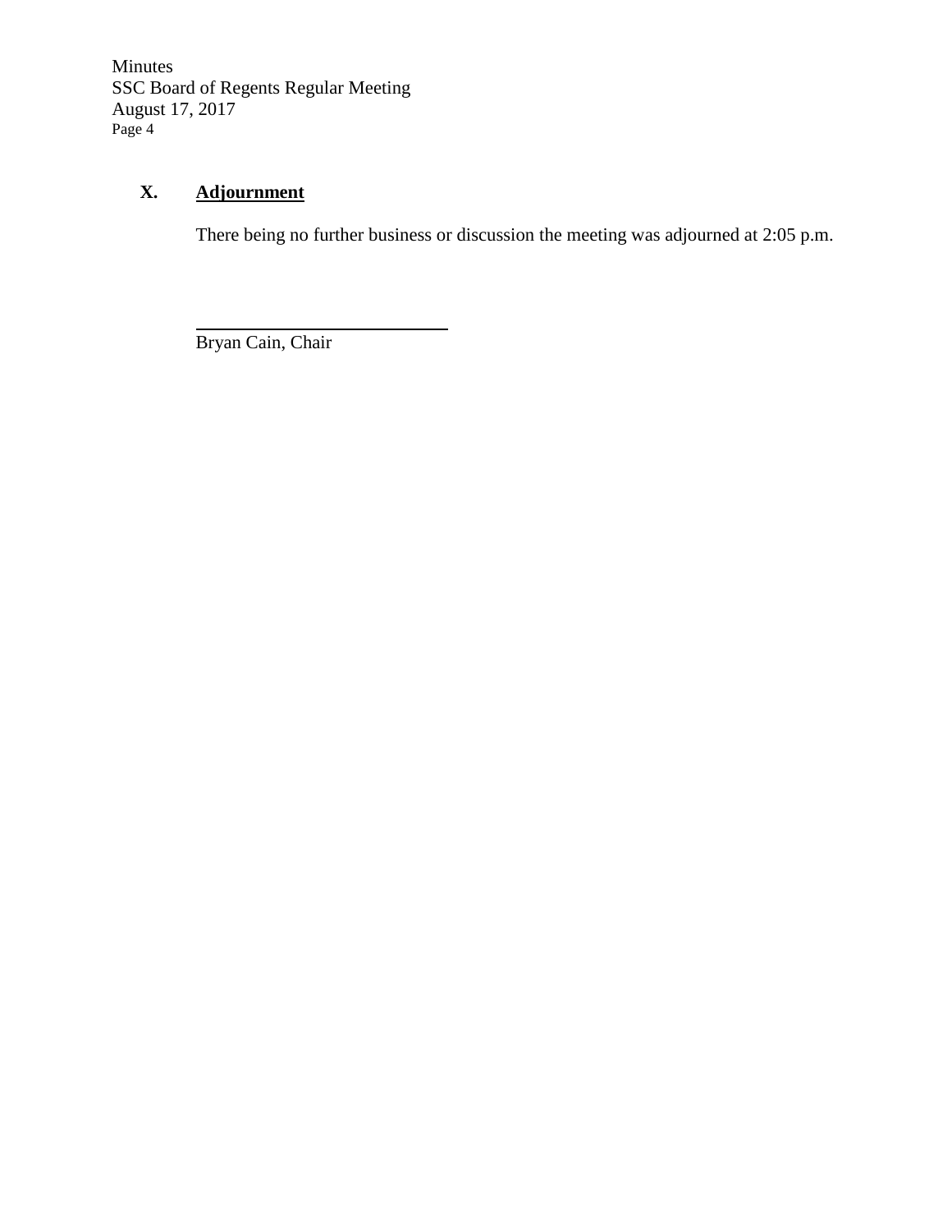## X. Adjournment

There being no further business or discussion the meeting was adjourned at 2:05 p.m.

\_\_\_\_\_\_\_\_\_\_\_\_\_\_\_\_\_\_\_\_\_\_\_\_\_\_\_\_

Bryan Cain, Chair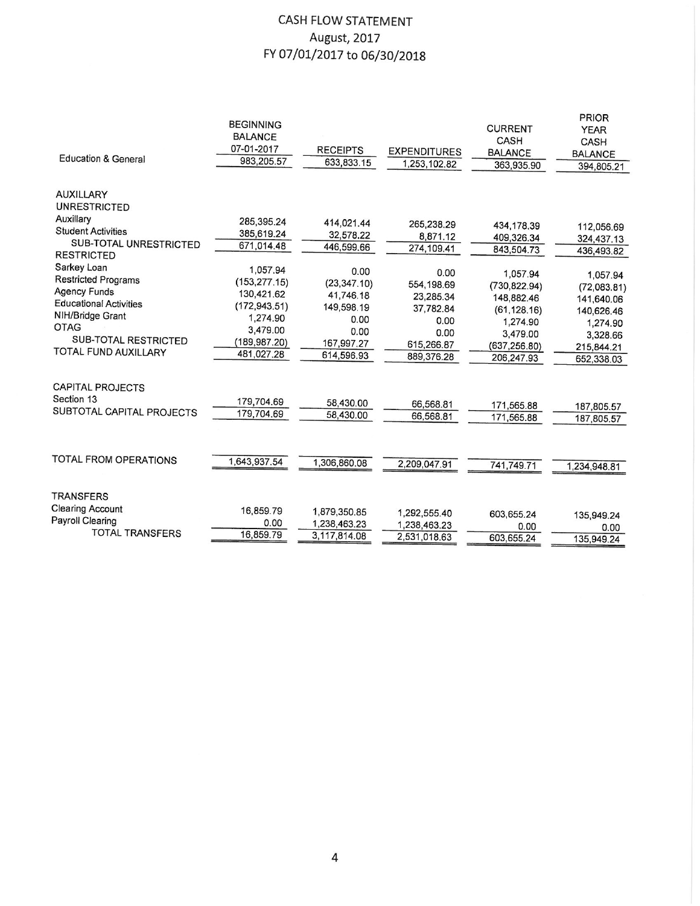# CASH FLOW STATEMENT

August, 2017

FY 07/01/2017 to 06/30/2018

| | BEGINNING BALANCE 07-01-2017 | RECEIPTS | EXPENDITURES | CURRENT CASH BALANCE | PRIOR YEAR CASH BALANCE |
|---|---|---|---|---|---|
| Education & General | 983,205.57 | 633,833.15 | 1,253,102.82 | 363,935.90 | 394,805.21 |
| AUXILLARY | | | | | |
| UNRESTRICTED | | | | | |
| Auxillary | 285,395.24 | 414,021.44 | 265,238.29 | 434,178.39 | 112,056.69 |
| Student Activities | 385,619.24 | 32,578.22 | 8,871.12 | 409,326.34 | 324,437.13 |
| SUB-TOTAL UNRESTRICTED | 671,014.48 | 446,599.66 | 274,109.41 | 843,504.73 | 436,493.82 |
| RESTRICTED | | | | | |
| Sarkey Loan | 1,057.94 | 0.00 | 0.00 | 1,057.94 | 1,057.94 |
| Restricted Programs | (153,277.15) | (23,347.10) | 554,198.69 | (730,822.94) | (72,083.81) |
| Agency Funds | 130,421.62 | 41,746.18 | 23,285.34 | 148,882.46 | 141,640.06 |
| Educational Activities | (172,943.51) | 149,598.19 | 37,782.84 | (61,128.16) | 140,626.46 |
| NIH/Bridge Grant | 1,274.90 | 0.00 | 0.00 | 1,274.90 | 1,274.90 |
| OTAG | 3,479.00 | 0.00 | 0.00 | 3,479.00 | 3,328.66 |
| SUB-TOTAL RESTRICTED | (189,987.20) | 167,997.27 | 615,266.87 | (637,256.80) | 215,844.21 |
| TOTAL FUND AUXILLARY | 481,027.28 | 614,596.93 | 889,376.28 | 206,247.93 | 652,338.03 |
| CAPITAL PROJECTS | | | | | |
| Section 13 | 179,704.69 | 58,430.00 | 66,568.81 | 171,565.88 | 187,805.57 |
| SUBTOTAL CAPITAL PROJECTS | 179,704.69 | 58,430.00 | 66,568.81 | 171,565.88 | 187,805.57 |
| TOTAL FROM OPERATIONS | 1,643,937.54 | 1,306,860.08 | 2,209,047.91 | 741,749.71 | 1,234,948.81 |
| TRANSFERS | | | | | |
| Clearing Account | 16,859.79 | 1,879,350.85 | 1,292,555.40 | 603,655.24 | 135,949.24 |
| Payroll Clearing | 0.00 | 1,238,463.23 | 1,238,463.23 | 0.00 | 0.00 |
| TOTAL TRANSFERS | 16,859.79 | 3,117,814.08 | 2,531,018.63 | 603,655.24 | 135,949.24 |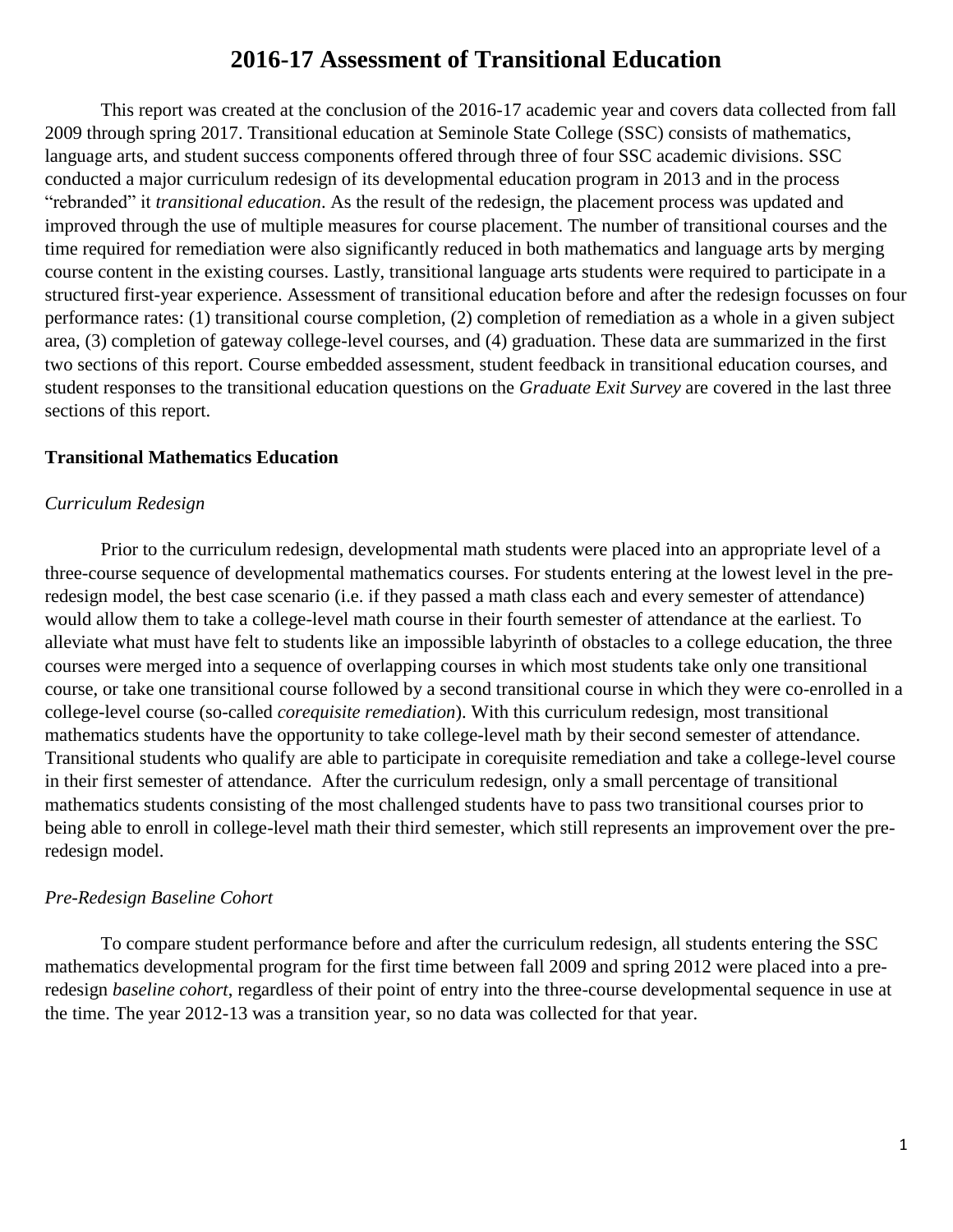# 2016-17 Assessment of Transitional Education

This report was created at the conclusion of the 2016-17 academic year and covers data collected from fall 2009 through spring 2017. Transitional education at Seminole State College (SSC) consists of mathematics, language arts, and student success components offered through three of four SSC academic divisions. SSC conducted a major curriculum redesign of its developmental education program in 2013 and in the process "rebranded" it *transitional education*. As the result of the redesign, the placement process was updated and improved through the use of multiple measures for course placement. The number of transitional courses and the time required for remediation were also significantly reduced in both mathematics and language arts by merging course content in the existing courses. Lastly, transitional language arts students were required to participate in a structured first-year experience. Assessment of transitional education before and after the redesign focusses on four performance rates: (1) transitional course completion, (2) completion of remediation as a whole in a given subject area, (3) completion of gateway college-level courses, and (4) graduation. These data are summarized in the first two sections of this report. Course embedded assessment, student feedback in transitional education courses, and student responses to the transitional education questions on the *Graduate Exit Survey* are covered in the last three sections of this report.

**Transitional Mathematics Education**

*Curriculum Redesign*

Prior to the curriculum redesign, developmental math students were placed into an appropriate level of a three-course sequence of developmental mathematics courses. For students entering at the lowest level in the pre-redesign model, the best case scenario (i.e. if they passed a math class each and every semester of attendance) would allow them to take a college-level math course in their fourth semester of attendance at the earliest. To alleviate what must have felt to students like an impossible labyrinth of obstacles to a college education, the three courses were merged into a sequence of overlapping courses in which most students take only one transitional course, or take one transitional course followed by a second transitional course in which they were co-enrolled in a college-level course (so-called *corequisite remediation*). With this curriculum redesign, most transitional mathematics students have the opportunity to take college-level math by their second semester of attendance. Transitional students who qualify are able to participate in corequisite remediation and take a college-level course in their first semester of attendance. After the curriculum redesign, only a small percentage of transitional mathematics students consisting of the most challenged students have to pass two transitional courses prior to being able to enroll in college-level math their third semester, which still represents an improvement over the pre-redesign model.

*Pre-Redesign Baseline Cohort*

To compare student performance before and after the curriculum redesign, all students entering the SSC mathematics developmental program for the first time between fall 2009 and spring 2012 were placed into a pre-redesign *baseline cohort*, regardless of their point of entry into the three-course developmental sequence in use at the time. The year 2012-13 was a transition year, so no data was collected for that year.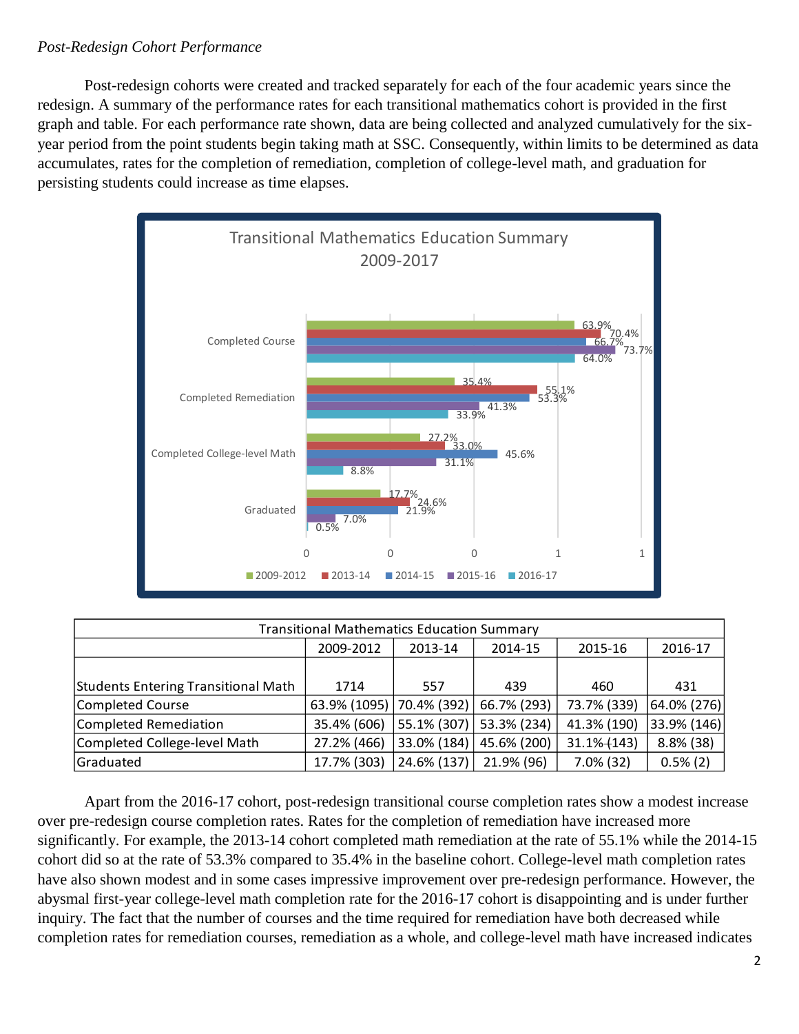*Post-Redesign Cohort Performance*

Post-redesign cohorts were created and tracked separately for each of the four academic years since the redesign. A summary of the performance rates for each transitional mathematics cohort is provided in the first graph and table. For each performance rate shown, data are being collected and analyzed cumulatively for the six-year period from the point students begin taking math at SSC. Consequently, within limits to be determined as data accumulates, rates for the completion of remediation, completion of college-level math, and graduation for persisting students could increase as time elapses.

Transitional Mathematics Education Summary
2009-2017

Completed Course
63.9%
70.4%
66.7%
73.7%
64.0%

Completed Remediation
35.4%
55.1%
53.3%
41.3%
33.9%

Completed College-level Math
27.2%
33.0%
45.6%
31.1%
8.8%

Graduated
17.7%
24.6%
21.9%
7.0%
0.5%

0 0 0 1 1

2009-2012 2013-14 2014-15 2015-16 2016-17

| Transitional Mathematics Education Summary | | | | | |
|---|---|---|---|---|---|
| | 2009-2012 | 2013-14 | 2014-15 | 2015-16 | 2016-17 |
| Students Entering Transitional Math | 1714 | 557 | 439 | 460 | 431 |
| Completed Course | 63.9% (1095) | 70.4% (392) | 66.7% (293) | 73.7% (339) | 64.0% (276) |
| Completed Remediation | 35.4% (606) | 55.1% (307) | 53.3% (234) | 41.3% (190) | 33.9% (146) |
| Completed College-level Math | 27.2% (466) | 33.0% (184) | 45.6% (200) | 31.1% (143) | 8.8% (38) |
| Graduated | 17.7% (303) | 24.6% (137) | 21.9% (96) | 7.0% (32) | 0.5% (2) |

Apart from the 2016-17 cohort, post-redesign transitional course completion rates show a modest increase over pre-redesign course completion rates. Rates for the completion of remediation have increased more significantly. For example, the 2013-14 cohort completed math remediation at the rate of 55.1% while the 2014-15 cohort did so at the rate of 53.3% compared to 35.4% in the baseline cohort. College-level math completion rates have also shown modest and in some cases impressive improvement over pre-redesign performance. However, the abysmal first-year college-level math completion rate for the 2016-17 cohort is disappointing and is under further inquiry. The fact that the number of courses and the time required for remediation have both decreased while completion rates for remediation courses, remediation as a whole, and college-level math have increased indicates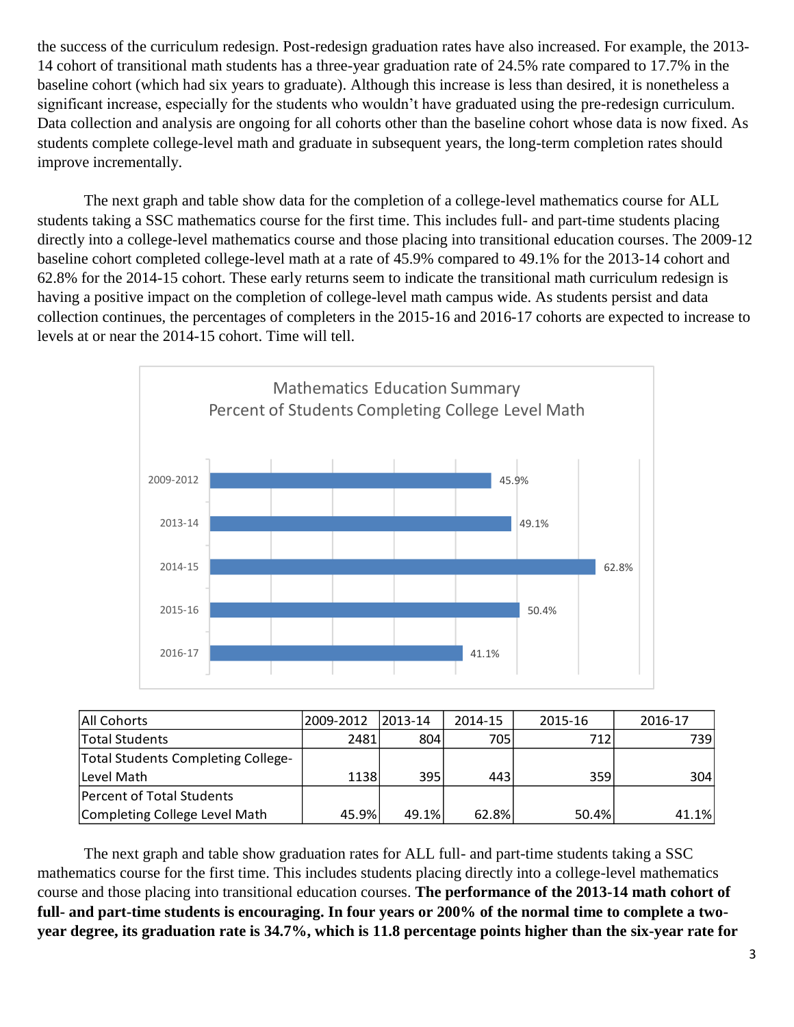the success of the curriculum redesign. Post-redesign graduation rates have also increased. For example, the 2013-14 cohort of transitional math students has a three-year graduation rate of 24.5% rate compared to 17.7% in the baseline cohort (which had six years to graduate). Although this increase is less than desired, it is nonetheless a significant increase, especially for the students who wouldn't have graduated using the pre-redesign curriculum. Data collection and analysis are ongoing for all cohorts other than the baseline cohort whose data is now fixed. As students complete college-level math and graduate in subsequent years, the long-term completion rates should improve incrementally.

The next graph and table show data for the completion of a college-level mathematics course for ALL students taking a SSC mathematics course for the first time. This includes full- and part-time students placing directly into a college-level mathematics course and those placing into transitional education courses. The 2009-12 baseline cohort completed college-level math at a rate of 45.9% compared to 49.1% for the 2013-14 cohort and 62.8% for the 2014-15 cohort. These early returns seem to indicate the transitional math curriculum redesign is having a positive impact on the completion of college-level math campus wide. As students persist and data collection continues, the percentages of completers in the 2015-16 and 2016-17 cohorts are expected to increase to levels at or near the 2014-15 cohort. Time will tell.

Mathematics Education Summary
Percent of Students Completing College Level Math

2009-2012
45.9%
2013-14
49.1%
2014-15
62.8%
2015-16
50.4%
2016-17
41.1%

| All Cohorts | 2009-2012 | 2013-14 | 2014-15 | 2015-16 | 2016-17 |
|---|---|---|---|---|---|
| Total Students | 2481 | 804 | 705 | 712 | 739 |
| Total Students Completing College-Level Math | 1138 | 395 | 443 | 359 | 304 |
| Percent of Total Students Completing College Level Math | 45.9% | 49.1% | 62.8% | 50.4% | 41.1% |

The next graph and table show graduation rates for ALL full- and part-time students taking a SSC mathematics course for the first time. This includes students placing directly into a college-level mathematics course and those placing into transitional education courses. **The performance of the 2013-14 math cohort of full- and part-time students is encouraging. In four years or 200% of the normal time to complete a two-year degree, its graduation rate is 34.7%, which is 11.8 percentage points higher than the six-year rate for**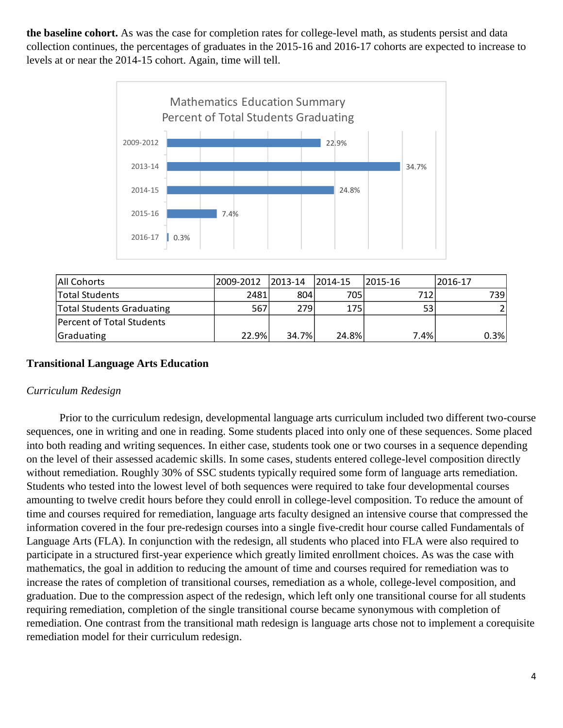**the baseline cohort.** As was the case for completion rates for college-level math, as students persist and data collection continues, the percentages of graduates in the 2015-16 and 2016-17 cohorts are expected to increase to levels at or near the 2014-15 cohort. Again, time will tell.

Mathematics Education Summary
Percent of Total Students Graduating

2009-2012 22.9%
2013-14 34.7%
2014-15 24.8%
2015-16 7.4%
2016-17 0.3%

| All Cohorts | 2009-2012 | 2013-14 | 2014-15 | 2015-16 | 2016-17 |
|---|---|---|---|---|---|
| Total Students | 2481 | 804 | 705 | 712 | 739 |
| Total Students Graduating | 567 | 279 | 175 | 53 | 2 |
| Percent of Total Students Graduating | 22.9% | 34.7% | 24.8% | 7.4% | 0.3% |

## Transitional Language Arts Education

*Curriculum Redesign*

Prior to the curriculum redesign, developmental language arts curriculum included two different two-course sequences, one in writing and one in reading. Some students placed into only one of these sequences. Some placed into both reading and writing sequences. In either case, students took one or two courses in a sequence depending on the level of their assessed academic skills. In some cases, students entered college-level composition directly without remediation. Roughly 30% of SSC students typically required some form of language arts remediation. Students who tested into the lowest level of both sequences were required to take four developmental courses amounting to twelve credit hours before they could enroll in college-level composition. To reduce the amount of time and courses required for remediation, language arts faculty designed an intensive course that compressed the information covered in the four pre-redesign courses into a single five-credit hour course called Fundamentals of Language Arts (FLA). In conjunction with the redesign, all students who placed into FLA were also required to participate in a structured first-year experience which greatly limited enrollment choices. As was the case with mathematics, the goal in addition to reducing the amount of time and courses required for remediation was to increase the rates of completion of transitional courses, remediation as a whole, college-level composition, and graduation. Due to the compression aspect of the redesign, which left only one transitional course for all students requiring remediation, completion of the single transitional course became synonymous with completion of remediation. One contrast from the transitional math redesign is language arts chose not to implement a corequisite remediation model for their curriculum redesign.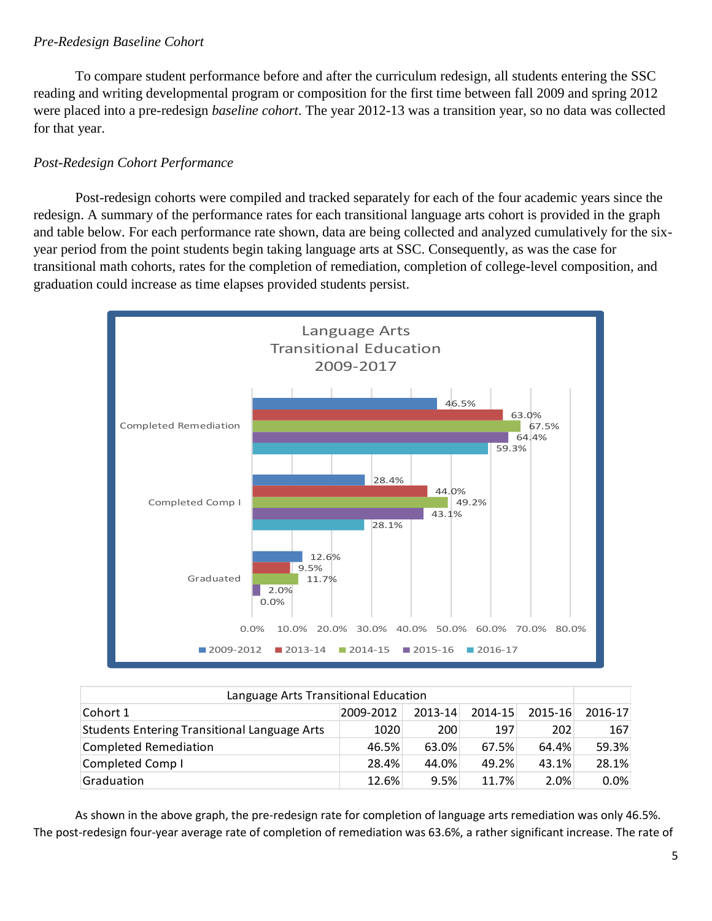*Pre-Redesign Baseline Cohort*

To compare student performance before and after the curriculum redesign, all students entering the SSC reading and writing developmental program or composition for the first time between fall 2009 and spring 2012 were placed into a pre-redesign *baseline cohort*. The year 2012-13 was a transition year, so no data was collected for that year.

*Post-Redesign Cohort Performance*

Post-redesign cohorts were compiled and tracked separately for each of the four academic years since the redesign. A summary of the performance rates for each transitional language arts cohort is provided in the graph and table below. For each performance rate shown, data are being collected and analyzed cumulatively for the six-year period from the point students begin taking language arts at SSC. Consequently, as was the case for transitional math cohorts, rates for the completion of remediation, completion of college-level composition, and graduation could increase as time elapses provided students persist.

Language Arts
Transitional Education
2009-2017

Completed Remediation: 46.5%, 63.0%, 67.5%, 64.4%, 59.3%
Completed Comp I: 28.4%, 44.0%, 49.2%, 43.1%, 28.1%
Graduated: 12.6%, 9.5%, 11.7%, 2.0%, 0.0%

0.0% 10.0% 20.0% 30.0% 40.0% 50.0% 60.0% 70.0% 80.0%

2009-2012 2013-14 2014-15 2015-16 2016-17

| Language Arts Transitional Education | | | | | |
|---|---|---|---|---|---|
| Cohort 1 | 2009-2012 | 2013-14 | 2014-15 | 2015-16 | 2016-17 |
| Students Entering Transitional Language Arts | 1020 | 200 | 197 | 202 | 167 |
| Completed Remediation | 46.5% | 63.0% | 67.5% | 64.4% | 59.3% |
| Completed Comp I | 28.4% | 44.0% | 49.2% | 43.1% | 28.1% |
| Graduation | 12.6% | 9.5% | 11.7% | 2.0% | 0.0% |

As shown in the above graph, the pre-redesign rate for completion of language arts remediation was only 46.5%. The post-redesign four-year average rate of completion of remediation was 63.6%, a rather significant increase. The rate of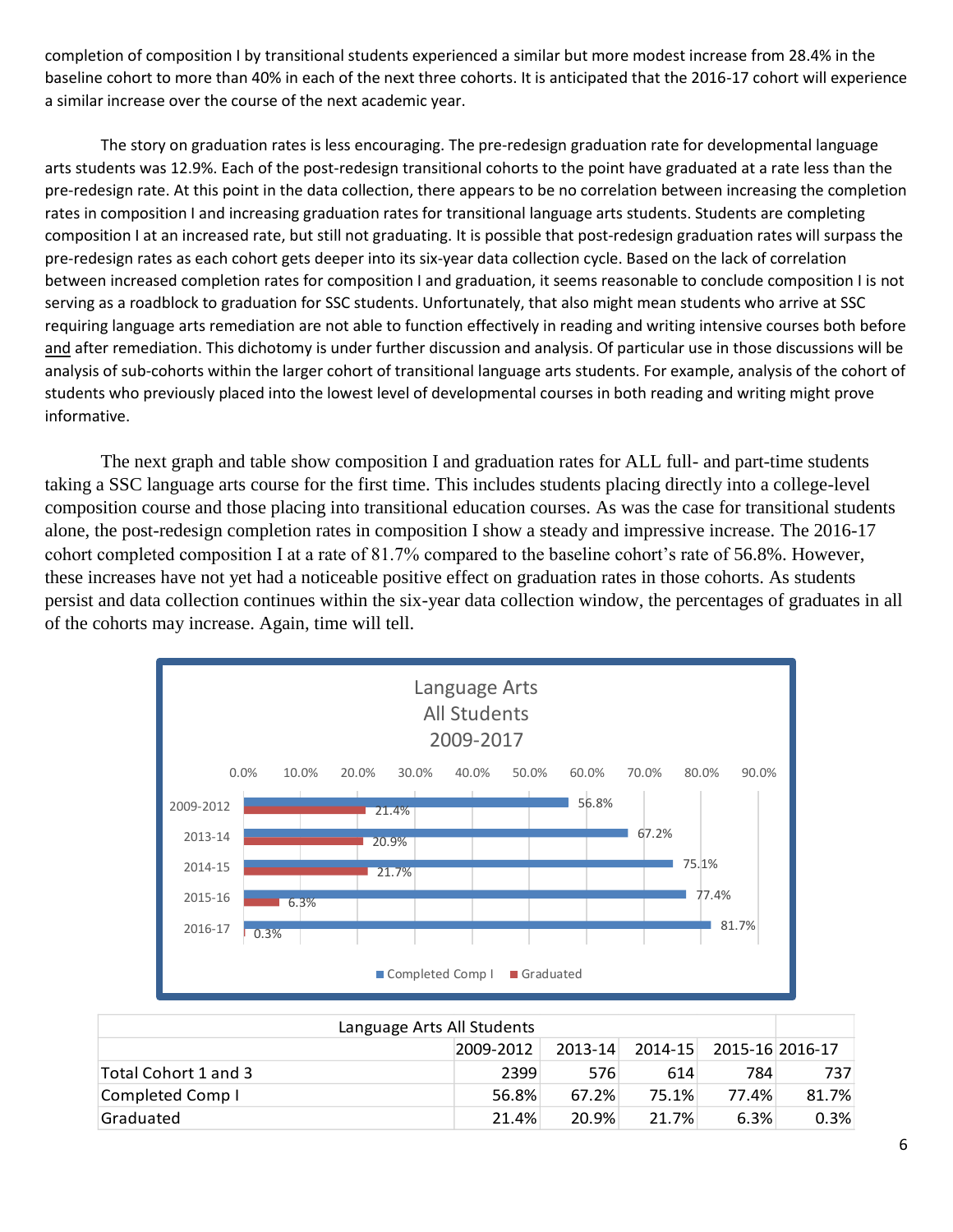completion of composition I by transitional students experienced a similar but more modest increase from 28.4% in the baseline cohort to more than 40% in each of the next three cohorts. It is anticipated that the 2016-17 cohort will experience a similar increase over the course of the next academic year.

The story on graduation rates is less encouraging. The pre-redesign graduation rate for developmental language arts students was 12.9%. Each of the post-redesign transitional cohorts to the point have graduated at a rate less than the pre-redesign rate. At this point in the data collection, there appears to be no correlation between increasing the completion rates in composition I and increasing graduation rates for transitional language arts students. Students are completing composition I at an increased rate, but still not graduating. It is possible that post-redesign graduation rates will surpass the pre-redesign rates as each cohort gets deeper into its six-year data collection cycle. Based on the lack of correlation between increased completion rates for composition I and graduation, it seems reasonable to conclude composition I is not serving as a roadblock to graduation for SSC students. Unfortunately, that also might mean students who arrive at SSC requiring language arts remediation are not able to function effectively in reading and writing intensive courses both before and after remediation. This dichotomy is under further discussion and analysis. Of particular use in those discussions will be analysis of sub-cohorts within the larger cohort of transitional language arts students. For example, analysis of the cohort of students who previously placed into the lowest level of developmental courses in both reading and writing might prove informative.

The next graph and table show composition I and graduation rates for ALL full- and part-time students taking a SSC language arts course for the first time. This includes students placing directly into a college-level composition course and those placing into transitional education courses. As was the case for transitional students alone, the post-redesign completion rates in composition I show a steady and impressive increase. The 2016-17 cohort completed composition I at a rate of 81.7% compared to the baseline cohort's rate of 56.8%. However, these increases have not yet had a noticeable positive effect on graduation rates in those cohorts. As students persist and data collection continues within the six-year data collection window, the percentages of graduates in all of the cohorts may increase. Again, time will tell.

Language Arts
All Students
2009-2017

0.0% 10.0% 20.0% 30.0% 40.0% 50.0% 60.0% 70.0% 80.0% 90.0%

2009-2012: 56.8%, 21.4%
2013-14: 67.2%, 20.9%
2014-15: 75.1%, 21.7%
2015-16: 77.4%, 6.3%
2016-17: 81.7%, 0.3%

Completed Comp I  Graduated

| Language Arts All Students | | | | | |
|---|---|---|---|---|---|
| | 2009-2012 | 2013-14 | 2014-15 | 2015-16 | 2016-17 |
| Total Cohort 1 and 3 | 2399 | 576 | 614 | 784 | 737 |
| Completed Comp I | 56.8% | 67.2% | 75.1% | 77.4% | 81.7% |
| Graduated | 21.4% | 20.9% | 21.7% | 6.3% | 0.3% |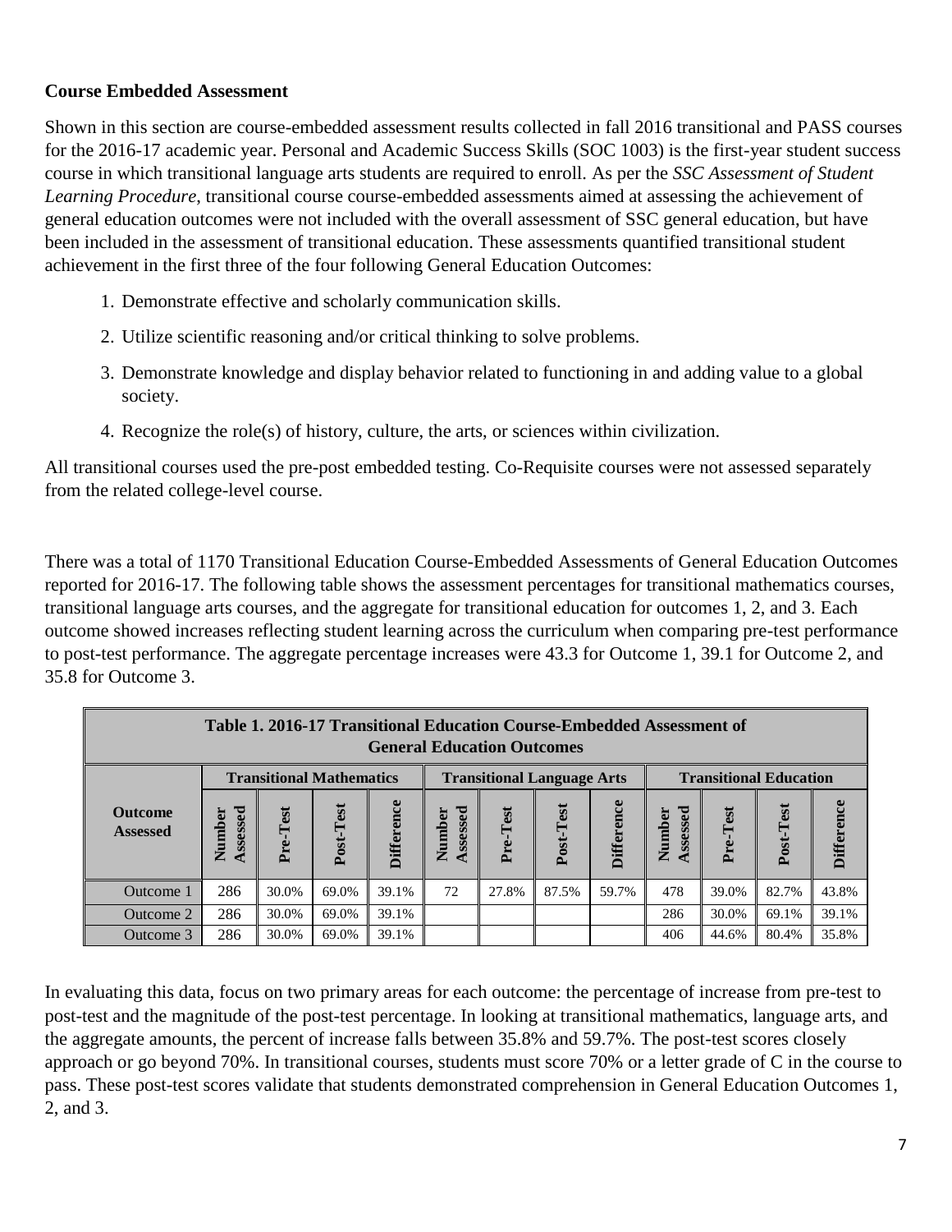**Course Embedded Assessment**

Shown in this section are course-embedded assessment results collected in fall 2016 transitional and PASS courses for the 2016-17 academic year. Personal and Academic Success Skills (SOC 1003) is the first-year student success course in which transitional language arts students are required to enroll. As per the *SSC Assessment of Student Learning Procedure*, transitional course course-embedded assessments aimed at assessing the achievement of general education outcomes were not included with the overall assessment of SSC general education, but have been included in the assessment of transitional education. These assessments quantified transitional student achievement in the first three of the four following General Education Outcomes:

1. Demonstrate effective and scholarly communication skills.
2. Utilize scientific reasoning and/or critical thinking to solve problems.
3. Demonstrate knowledge and display behavior related to functioning in and adding value to a global society.
4. Recognize the role(s) of history, culture, the arts, or sciences within civilization.

All transitional courses used the pre-post embedded testing. Co-Requisite courses were not assessed separately from the related college-level course.

There was a total of 1170 Transitional Education Course-Embedded Assessments of General Education Outcomes reported for 2016-17. The following table shows the assessment percentages for transitional mathematics courses, transitional language arts courses, and the aggregate for transitional education for outcomes 1, 2, and 3. Each outcome showed increases reflecting student learning across the curriculum when comparing pre-test performance to post-test performance. The aggregate percentage increases were 43.3 for Outcome 1, 39.1 for Outcome 2, and 35.8 for Outcome 3.

**Table 1. 2016-17 Transitional Education Course-Embedded Assessment of General Education Outcomes**

| Outcome Assessed | Transitional Mathematics | | | | Transitional Language Arts | | | | Transitional Education | | | |
|---|---|---|---|---|---|---|---|---|---|---|---|---|
| | Number Assessed | Pre-Test | Post-Test | Difference | Number Assessed | Pre-Test | Post-Test | Difference | Number Assessed | Pre-Test | Post-Test | Difference |
| Outcome 1 | 286 | 30.0% | 69.0% | 39.1% | 72 | 27.8% | 87.5% | 59.7% | 478 | 39.0% | 82.7% | 43.8% |
| Outcome 2 | 286 | 30.0% | 69.0% | 39.1% | | | | | 286 | 30.0% | 69.1% | 39.1% |
| Outcome 3 | 286 | 30.0% | 69.0% | 39.1% | | | | | 406 | 44.6% | 80.4% | 35.8% |

In evaluating this data, focus on two primary areas for each outcome: the percentage of increase from pre-test to post-test and the magnitude of the post-test percentage. In looking at transitional mathematics, language arts, and the aggregate amounts, the percent of increase falls between 35.8% and 59.7%. The post-test scores closely approach or go beyond 70%. In transitional courses, students must score 70% or a letter grade of C in the course to pass. These post-test scores validate that students demonstrated comprehension in General Education Outcomes 1, 2, and 3.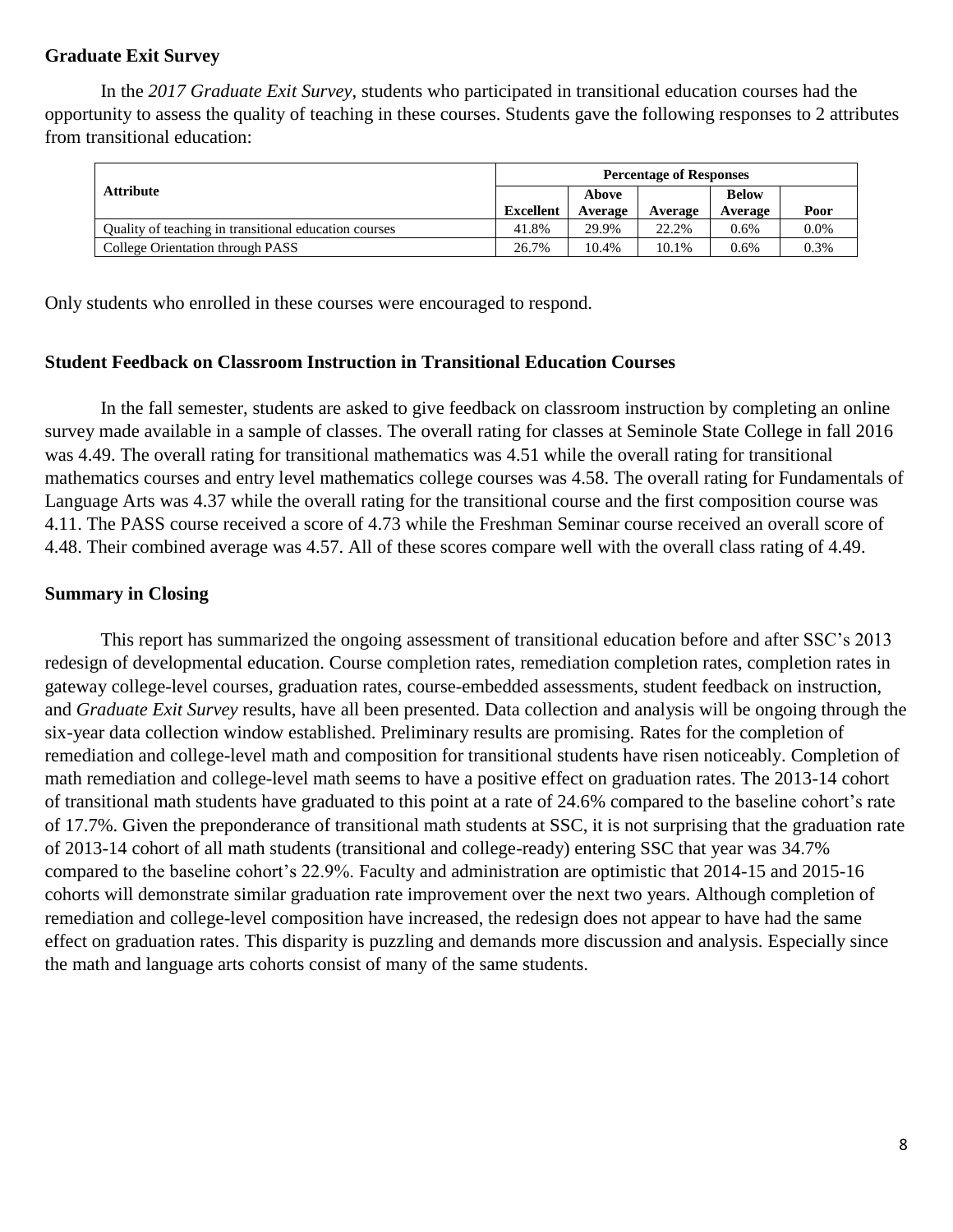### Graduate Exit Survey

In the *2017 Graduate Exit Survey*, students who participated in transitional education courses had the opportunity to assess the quality of teaching in these courses. Students gave the following responses to 2 attributes from transitional education:

| Attribute | Percentage of Responses | | | | |
|---|---|---|---|---|---|
| | Excellent | Above Average | Average | Below Average | Poor |
| Quality of teaching in transitional education courses | 41.8% | 29.9% | 22.2% | 0.6% | 0.0% |
| College Orientation through PASS | 26.7% | 10.4% | 10.1% | 0.6% | 0.3% |

Only students who enrolled in these courses were encouraged to respond.

### Student Feedback on Classroom Instruction in Transitional Education Courses

In the fall semester, students are asked to give feedback on classroom instruction by completing an online survey made available in a sample of classes. The overall rating for classes at Seminole State College in fall 2016 was 4.49. The overall rating for transitional mathematics was 4.51 while the overall rating for transitional mathematics courses and entry level mathematics college courses was 4.58. The overall rating for Fundamentals of Language Arts was 4.37 while the overall rating for the transitional course and the first composition course was 4.11. The PASS course received a score of 4.73 while the Freshman Seminar course received an overall score of 4.48. Their combined average was 4.57. All of these scores compare well with the overall class rating of 4.49.

### Summary in Closing

This report has summarized the ongoing assessment of transitional education before and after SSC's 2013 redesign of developmental education. Course completion rates, remediation completion rates, completion rates in gateway college-level courses, graduation rates, course-embedded assessments, student feedback on instruction, and *Graduate Exit Survey* results, have all been presented. Data collection and analysis will be ongoing through the six-year data collection window established. Preliminary results are promising. Rates for the completion of remediation and college-level math and composition for transitional students have risen noticeably. Completion of math remediation and college-level math seems to have a positive effect on graduation rates. The 2013-14 cohort of transitional math students have graduated to this point at a rate of 24.6% compared to the baseline cohort's rate of 17.7%. Given the preponderance of transitional math students at SSC, it is not surprising that the graduation rate of 2013-14 cohort of all math students (transitional and college-ready) entering SSC that year was 34.7% compared to the baseline cohort's 22.9%. Faculty and administration are optimistic that 2014-15 and 2015-16 cohorts will demonstrate similar graduation rate improvement over the next two years. Although completion of remediation and college-level composition have increased, the redesign does not appear to have had the same effect on graduation rates. This disparity is puzzling and demands more discussion and analysis. Especially since the math and language arts cohorts consist of many of the same students.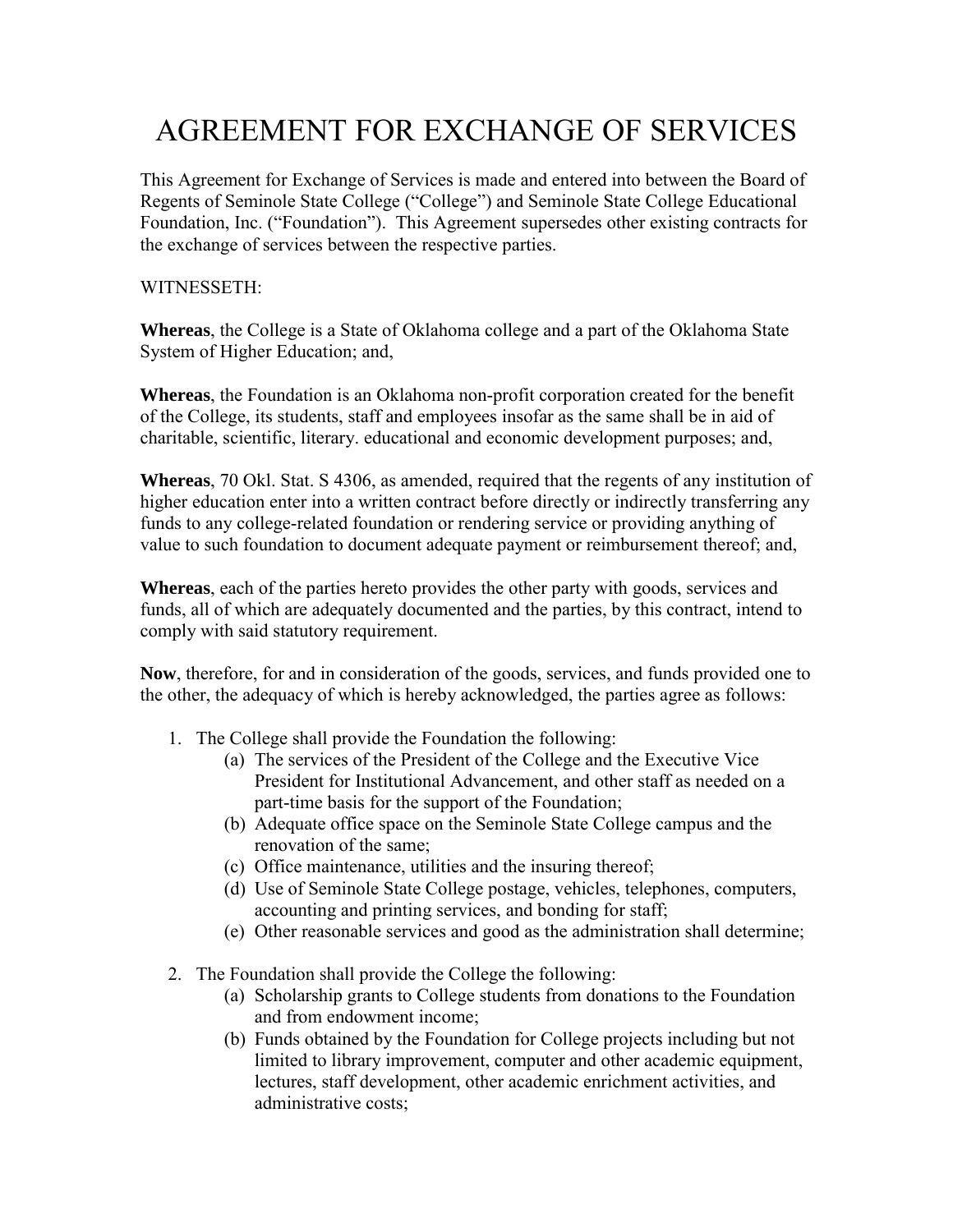# AGREEMENT FOR EXCHANGE OF SERVICES

This Agreement for Exchange of Services is made and entered into between the Board of Regents of Seminole State College ("College") and Seminole State College Educational Foundation, Inc. ("Foundation"). This Agreement supersedes other existing contracts for the exchange of services between the respective parties.

WITNESSETH:

**Whereas**, the College is a State of Oklahoma college and a part of the Oklahoma State System of Higher Education; and,

**Whereas**, the Foundation is an Oklahoma non-profit corporation created for the benefit of the College, its students, staff and employees insofar as the same shall be in aid of charitable, scientific, literary. educational and economic development purposes; and,

**Whereas**, 70 Okl. Stat. S 4306, as amended, required that the regents of any institution of higher education enter into a written contract before directly or indirectly transferring any funds to any college-related foundation or rendering service or providing anything of value to such foundation to document adequate payment or reimbursement thereof; and,

**Whereas**, each of the parties hereto provides the other party with goods, services and funds, all of which are adequately documented and the parties, by this contract, intend to comply with said statutory requirement.

**Now**, therefore, for and in consideration of the goods, services, and funds provided one to the other, the adequacy of which is hereby acknowledged, the parties agree as follows:

1. The College shall provide the Foundation the following:
   (a) The services of the President of the College and the Executive Vice President for Institutional Advancement, and other staff as needed on a part-time basis for the support of the Foundation;
   (b) Adequate office space on the Seminole State College campus and the renovation of the same;
   (c) Office maintenance, utilities and the insuring thereof;
   (d) Use of Seminole State College postage, vehicles, telephones, computers, accounting and printing services, and bonding for staff;
   (e) Other reasonable services and good as the administration shall determine;

2. The Foundation shall provide the College the following:
   (a) Scholarship grants to College students from donations to the Foundation and from endowment income;
   (b) Funds obtained by the Foundation for College projects including but not limited to library improvement, computer and other academic equipment, lectures, staff development, other academic enrichment activities, and administrative costs;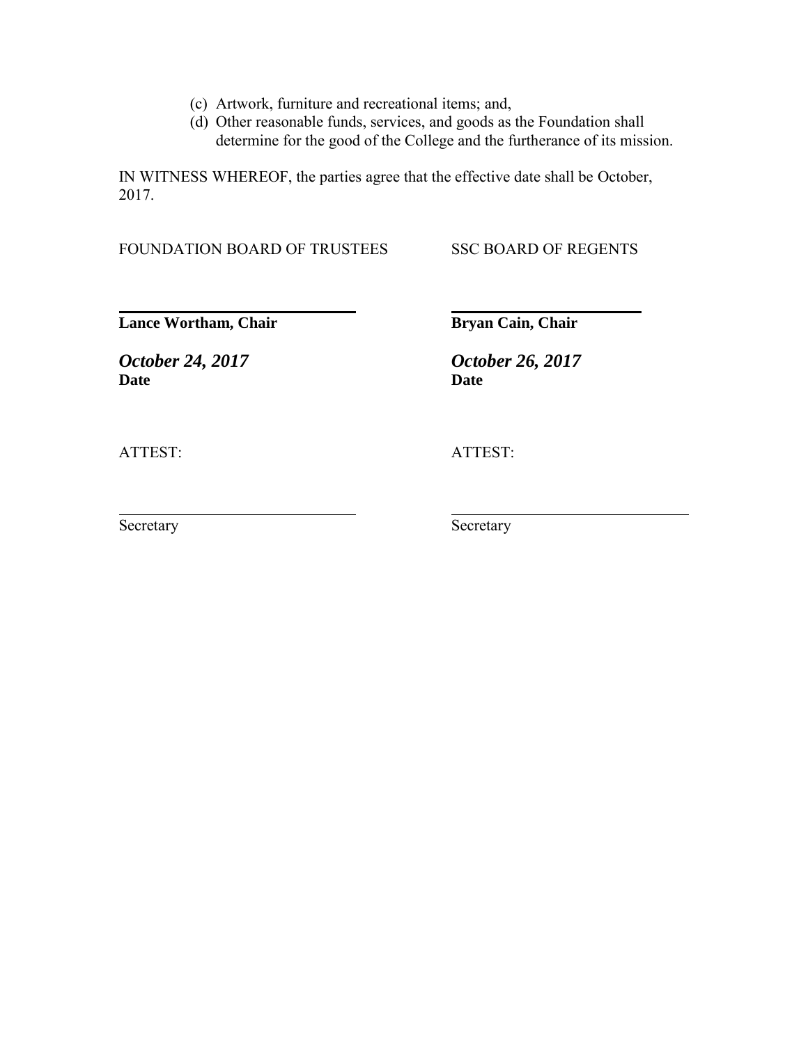(c) Artwork, furniture and recreational items; and,
(d) Other reasonable funds, services, and goods as the Foundation shall determine for the good of the College and the furtherance of its mission.

IN WITNESS WHEREOF, the parties agree that the effective date shall be October, 2017.

FOUNDATION BOARD OF TRUSTEES

**Lance Wortham, Chair**

***October 24, 2017***
**Date**

ATTEST:

Secretary

SSC BOARD OF REGENTS

**Bryan Cain, Chair**

***October 26, 2017***
**Date**

ATTEST:

Secretary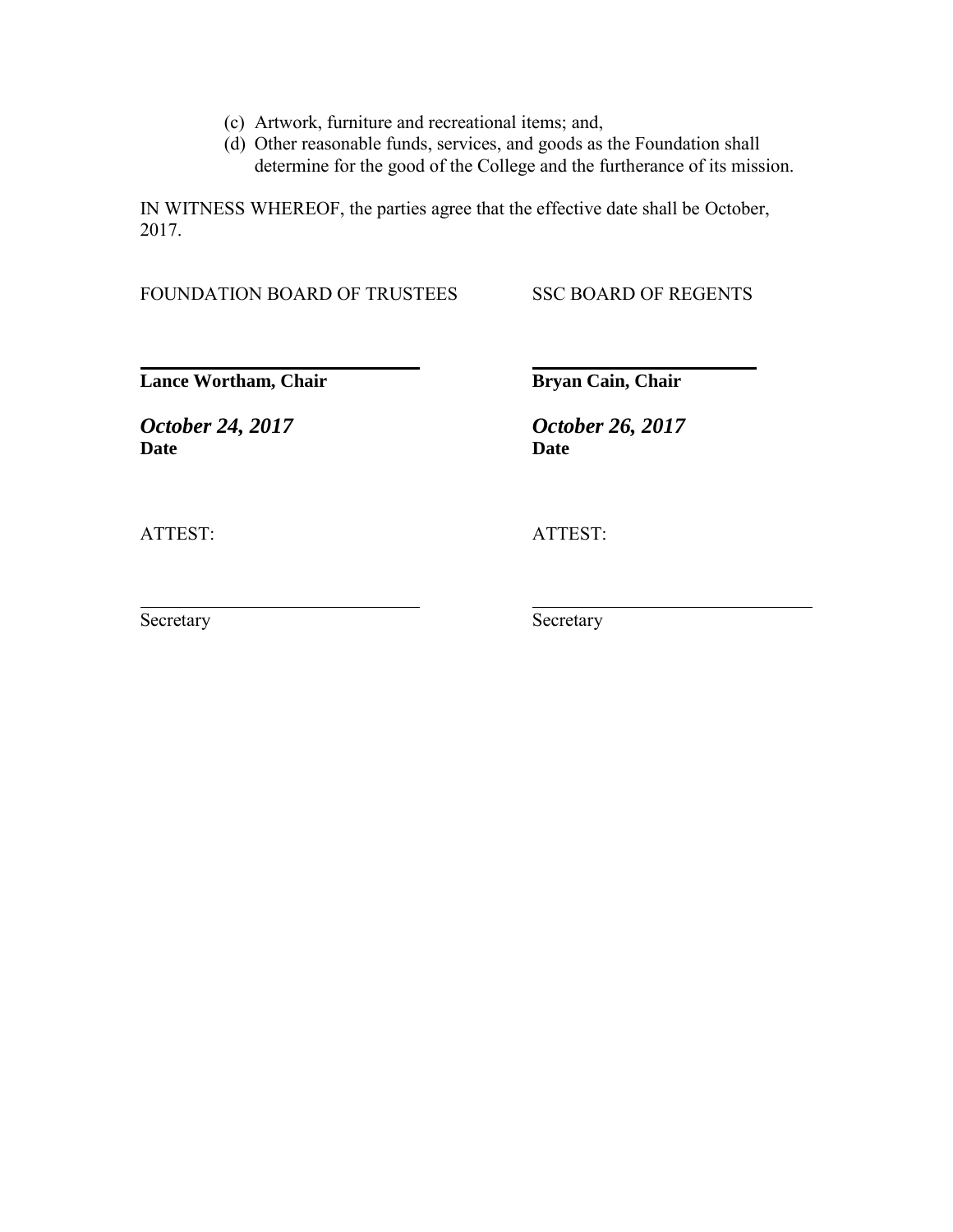(c) Artwork, furniture and recreational items; and,
(d) Other reasonable funds, services, and goods as the Foundation shall determine for the good of the College and the furtherance of its mission.

IN WITNESS WHEREOF, the parties agree that the effective date shall be October, 2017.

FOUNDATION BOARD OF TRUSTEES

**Lance Wortham, Chair**

***October 24, 2017***
**Date**

ATTEST:

Secretary

SSC BOARD OF REGENTS

**Bryan Cain, Chair**

***October 26, 2017***
**Date**

ATTEST:

Secretary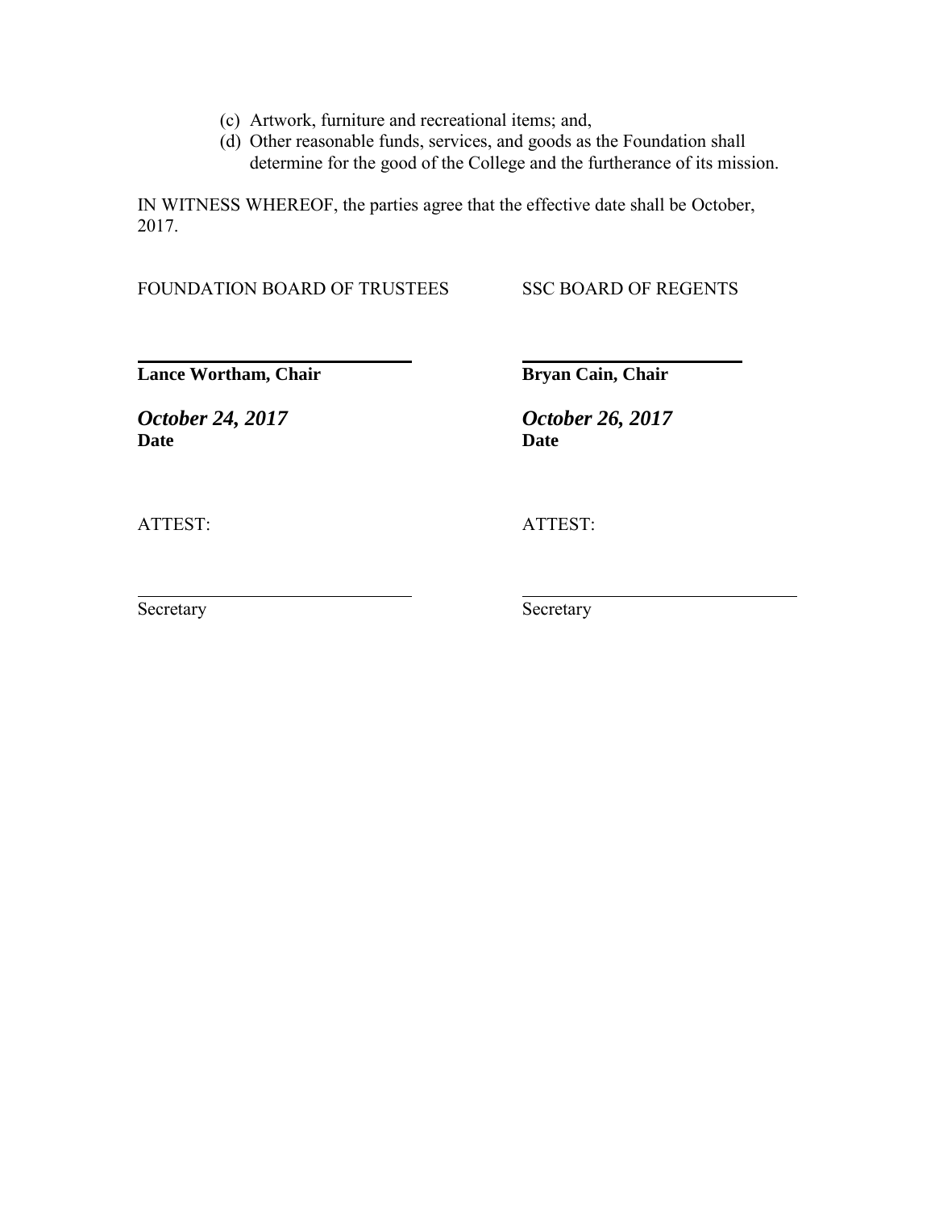(c) Artwork, furniture and recreational items; and,
(d) Other reasonable funds, services, and goods as the Foundation shall determine for the good of the College and the furtherance of its mission.

IN WITNESS WHEREOF, the parties agree that the effective date shall be October, 2017.

FOUNDATION BOARD OF TRUSTEES

**Lance Wortham, Chair**

***October 24, 2017***
**Date**

ATTEST:

Secretary

SSC BOARD OF REGENTS

**Bryan Cain, Chair**

***October 26, 2017***
**Date**

ATTEST:

Secretary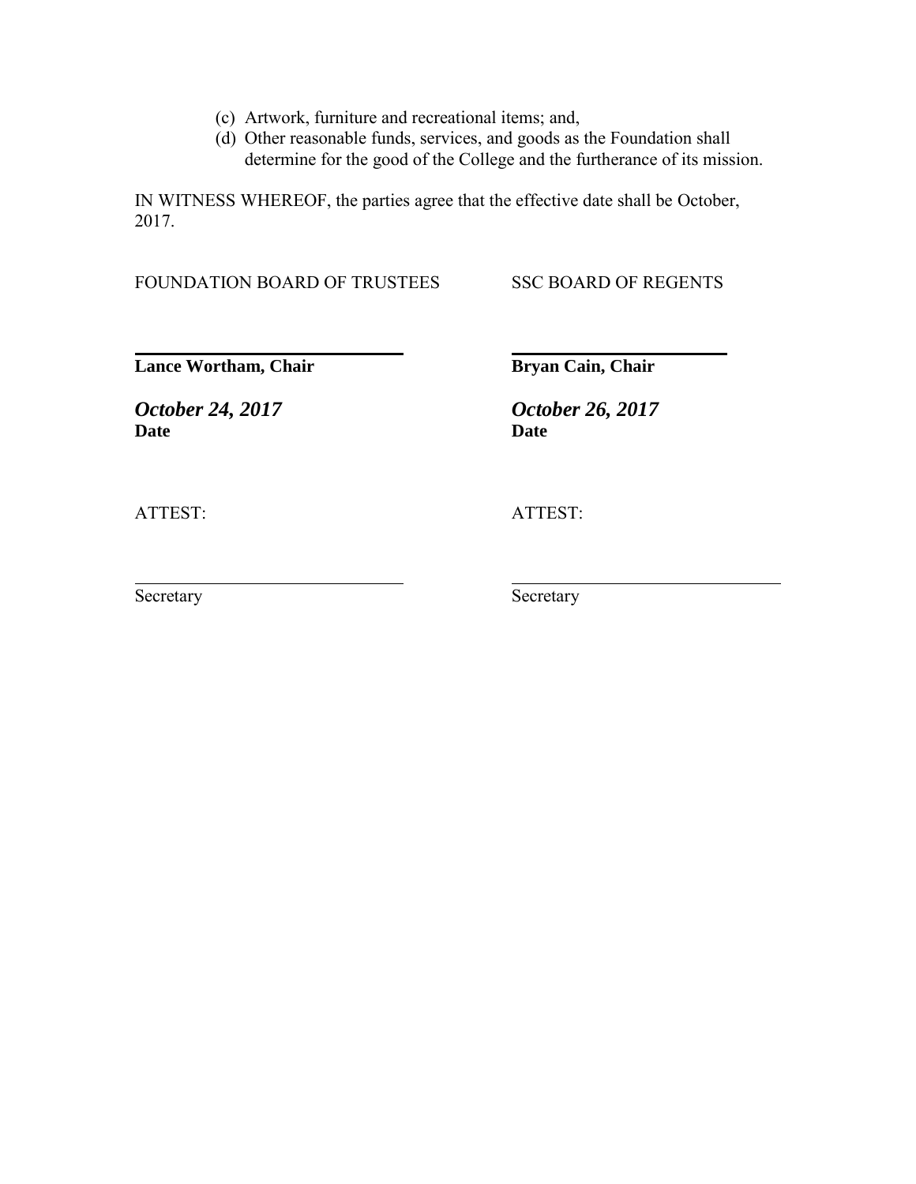(c) Artwork, furniture and recreational items; and,
(d) Other reasonable funds, services, and goods as the Foundation shall determine for the good of the College and the furtherance of its mission.

IN WITNESS WHEREOF, the parties agree that the effective date shall be October, 2017.

FOUNDATION BOARD OF TRUSTEES

**Lance Wortham, Chair**

***October 24, 2017***
**Date**

ATTEST:

Secretary

SSC BOARD OF REGENTS

**Bryan Cain, Chair**

***October 26, 2017***
**Date**

ATTEST:

Secretary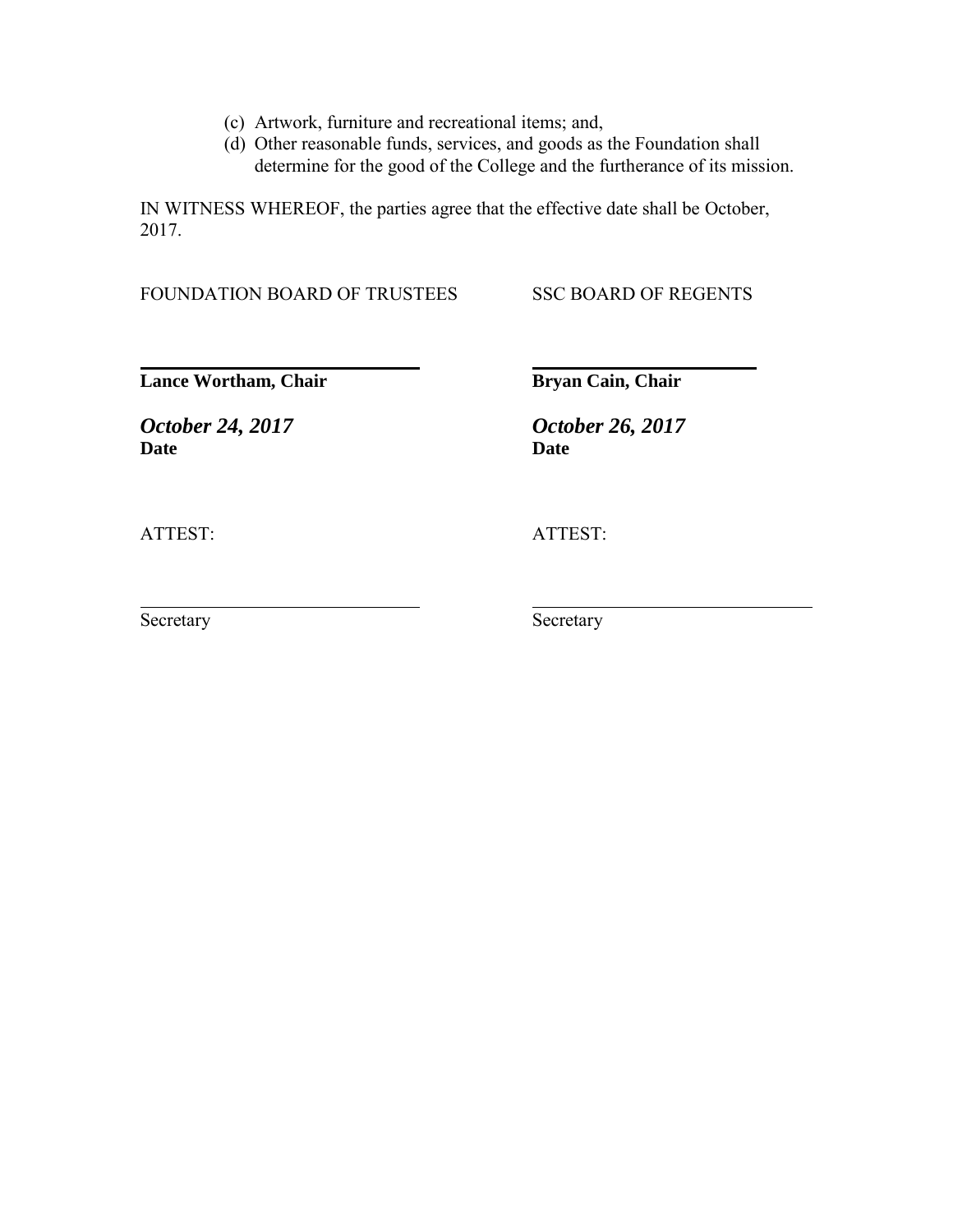(c) Artwork, furniture and recreational items; and,
(d) Other reasonable funds, services, and goods as the Foundation shall determine for the good of the College and the furtherance of its mission.

IN WITNESS WHEREOF, the parties agree that the effective date shall be October, 2017.

FOUNDATION BOARD OF TRUSTEES

**Lance Wortham, Chair**

***October 24, 2017***
**Date**

ATTEST:

Secretary

SSC BOARD OF REGENTS

**Bryan Cain, Chair**

***October 26, 2017***
**Date**

ATTEST:

Secretary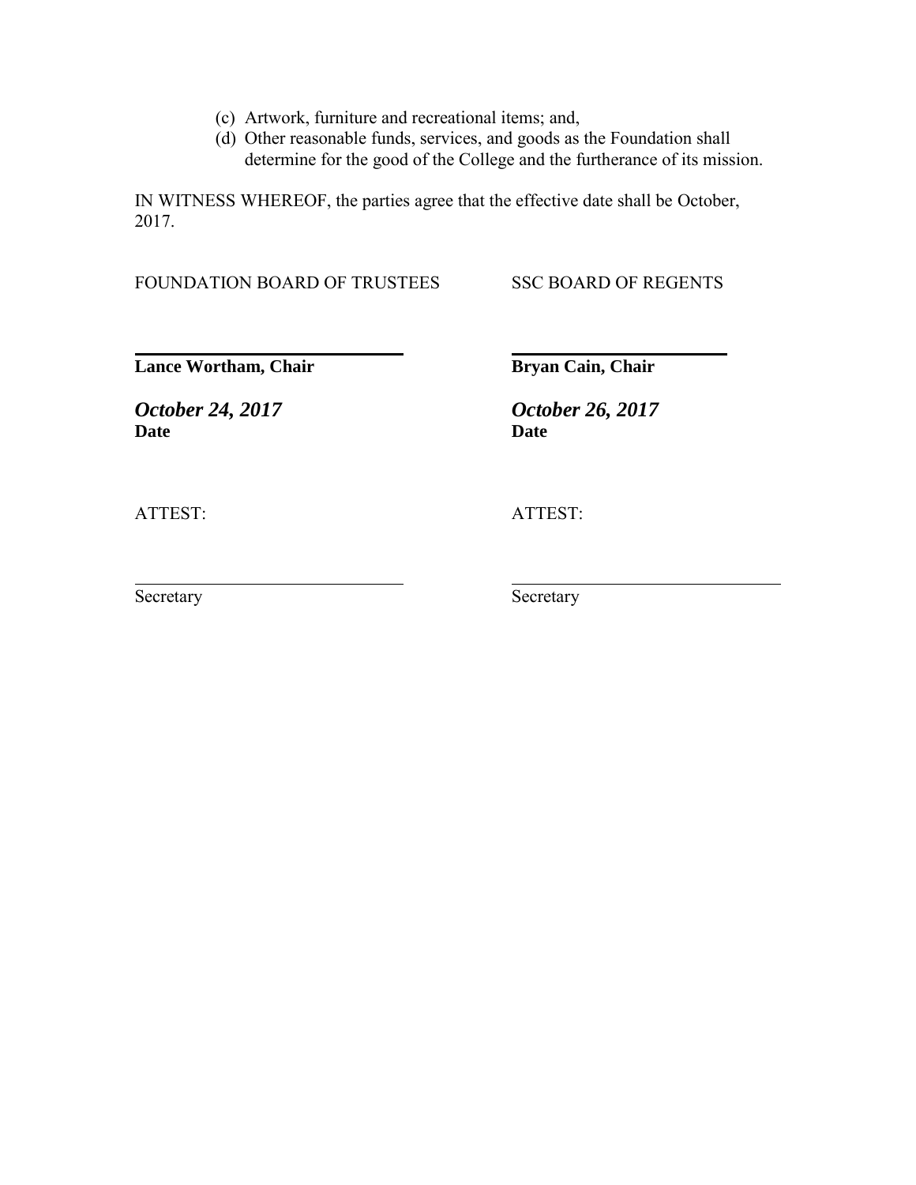(c) Artwork, furniture and recreational items; and,
(d) Other reasonable funds, services, and goods as the Foundation shall determine for the good of the College and the furtherance of its mission.

IN WITNESS WHEREOF, the parties agree that the effective date shall be October, 2017.

FOUNDATION BOARD OF TRUSTEES

**Lance Wortham, Chair**

***October 24, 2017***
**Date**

ATTEST:

Secretary

SSC BOARD OF REGENTS

**Bryan Cain, Chair**

***October 26, 2017***
**Date**

ATTEST:

Secretary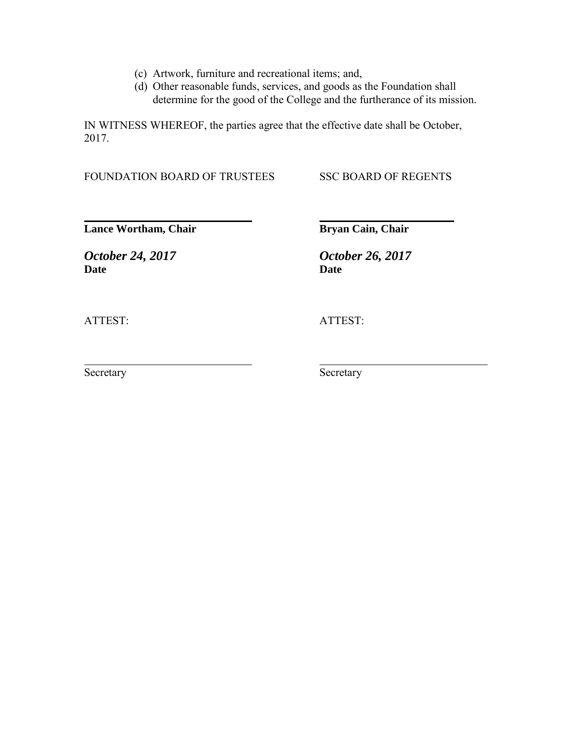(c) Artwork, furniture and recreational items; and,
(d) Other reasonable funds, services, and goods as the Foundation shall determine for the good of the College and the furtherance of its mission.

IN WITNESS WHEREOF, the parties agree that the effective date shall be October, 2017.

FOUNDATION BOARD OF TRUSTEES

_____________________________
**Lance Wortham, Chair**

***October 24, 2017***
**Date**

ATTEST:

_____________________________
Secretary

SSC BOARD OF REGENTS

_____________________________
**Bryan Cain, Chair**

***October 26, 2017***
**Date**

ATTEST:

_____________________________
Secretary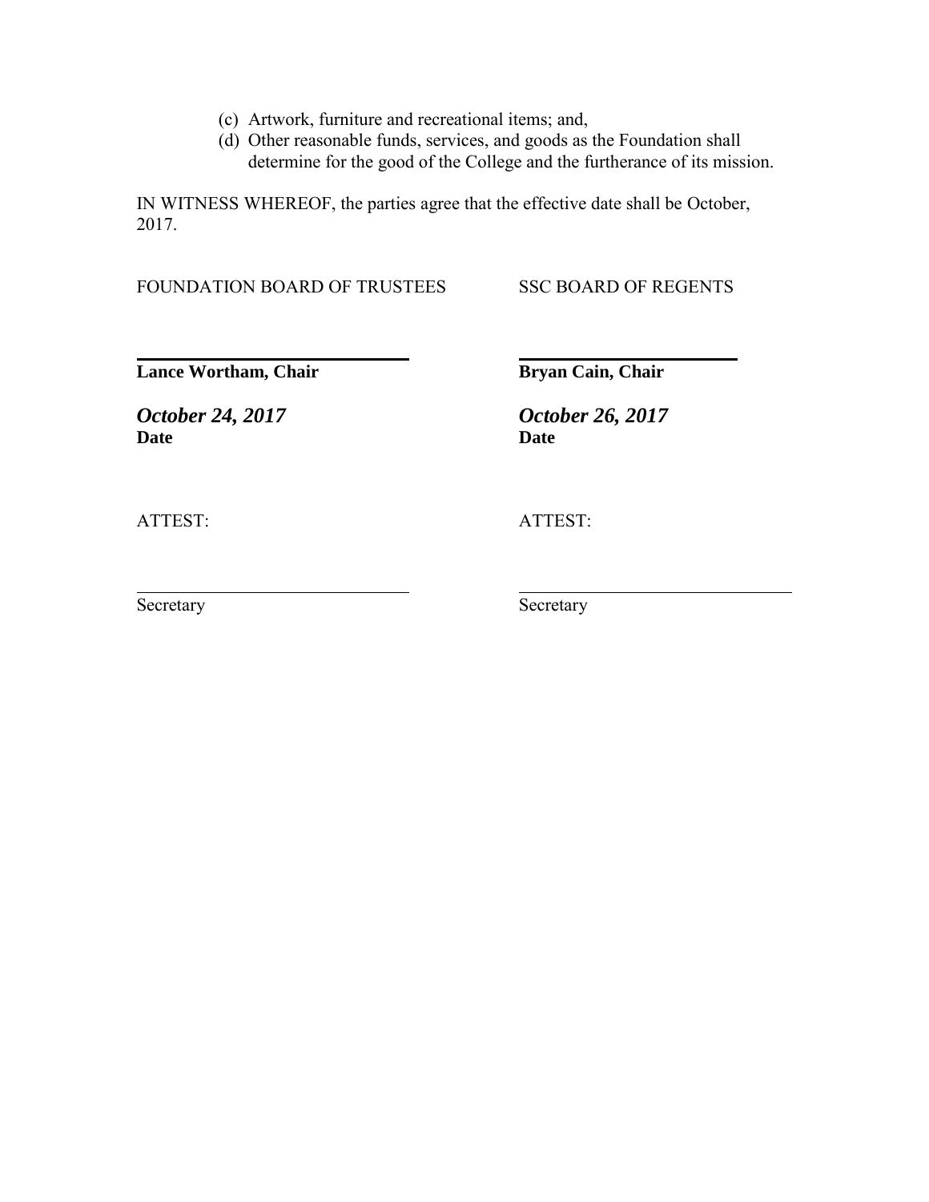(c) Artwork, furniture and recreational items; and,
(d) Other reasonable funds, services, and goods as the Foundation shall determine for the good of the College and the furtherance of its mission.

IN WITNESS WHEREOF, the parties agree that the effective date shall be October, 2017.

FOUNDATION BOARD OF TRUSTEES

**Lance Wortham, Chair**

***October 24, 2017***
**Date**

ATTEST:

Secretary

SSC BOARD OF REGENTS

**Bryan Cain, Chair**

***October 26, 2017***
**Date**

ATTEST:

Secretary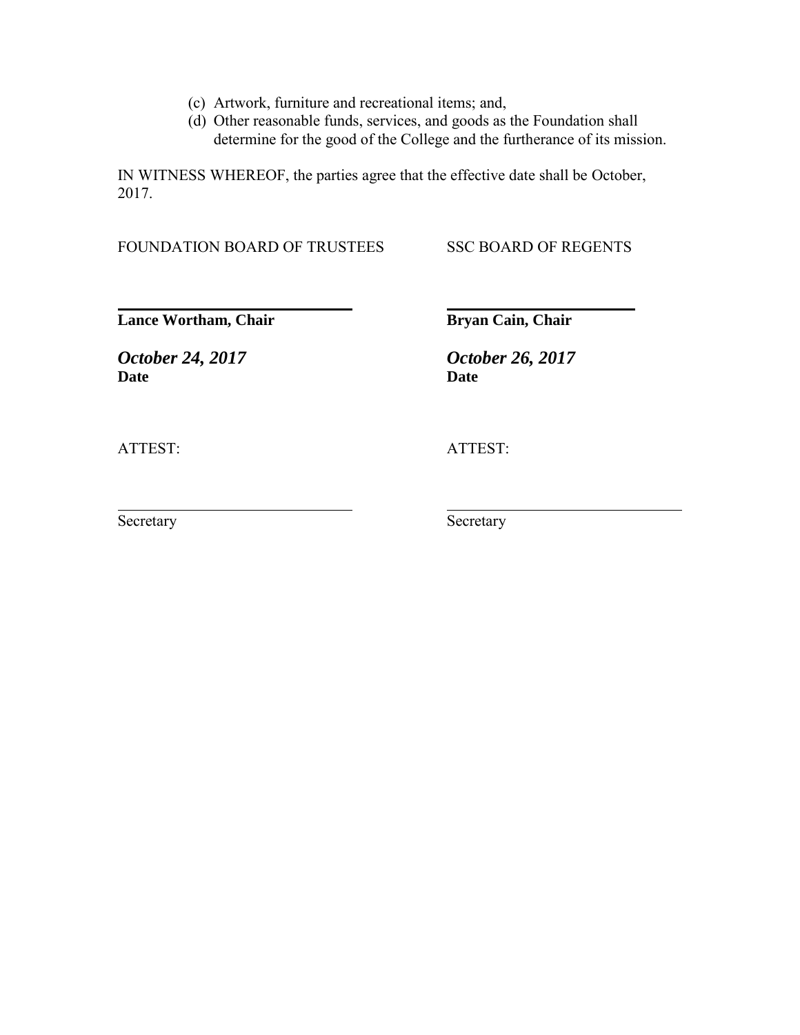(c) Artwork, furniture and recreational items; and,
(d) Other reasonable funds, services, and goods as the Foundation shall determine for the good of the College and the furtherance of its mission.

IN WITNESS WHEREOF, the parties agree that the effective date shall be October, 2017.

FOUNDATION BOARD OF TRUSTEES

**Lance Wortham, Chair**

***October 24, 2017***
**Date**

ATTEST:

Secretary

SSC BOARD OF REGENTS

**Bryan Cain, Chair**

***October 26, 2017***
**Date**

ATTEST:

Secretary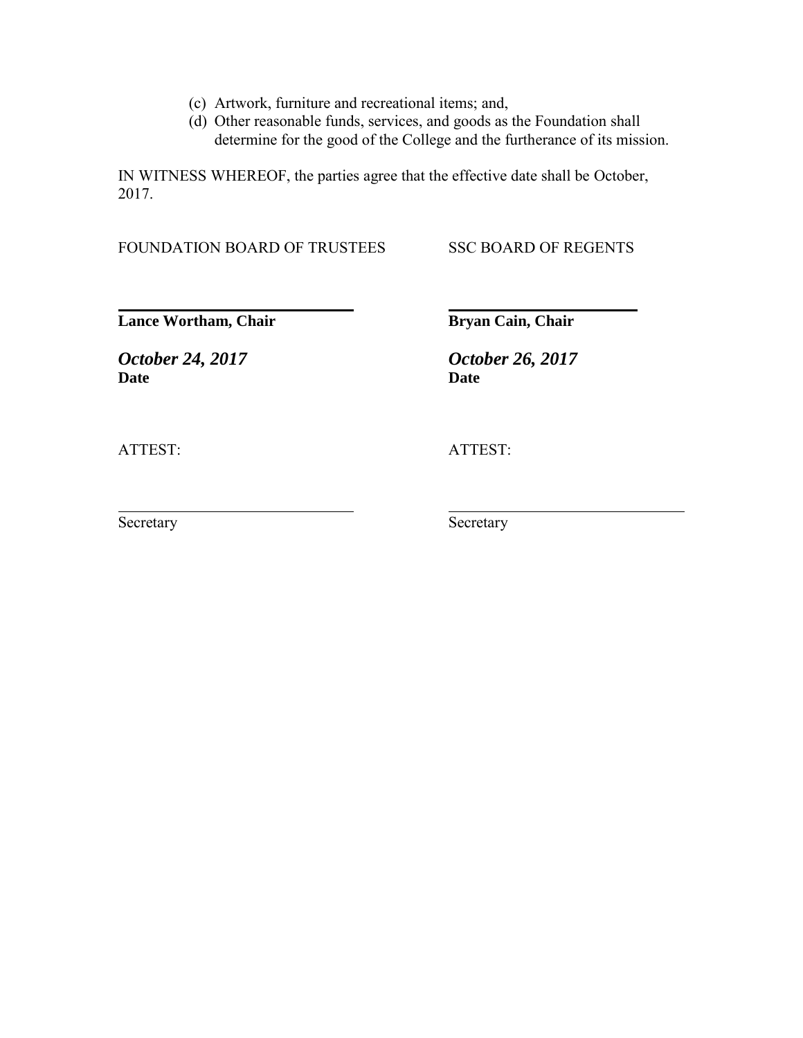(c) Artwork, furniture and recreational items; and,
(d) Other reasonable funds, services, and goods as the Foundation shall determine for the good of the College and the furtherance of its mission.

IN WITNESS WHEREOF, the parties agree that the effective date shall be October, 2017.

| | |
|---|---|
| FOUNDATION BOARD OF TRUSTEES | SSC BOARD OF REGENTS |
| **Lance Wortham, Chair** | **Bryan Cain, Chair** |
| ***October 24, 2017*** | ***October 26, 2017*** |
| **Date** | **Date** |
| ATTEST: | ATTEST: |
| Secretary | Secretary |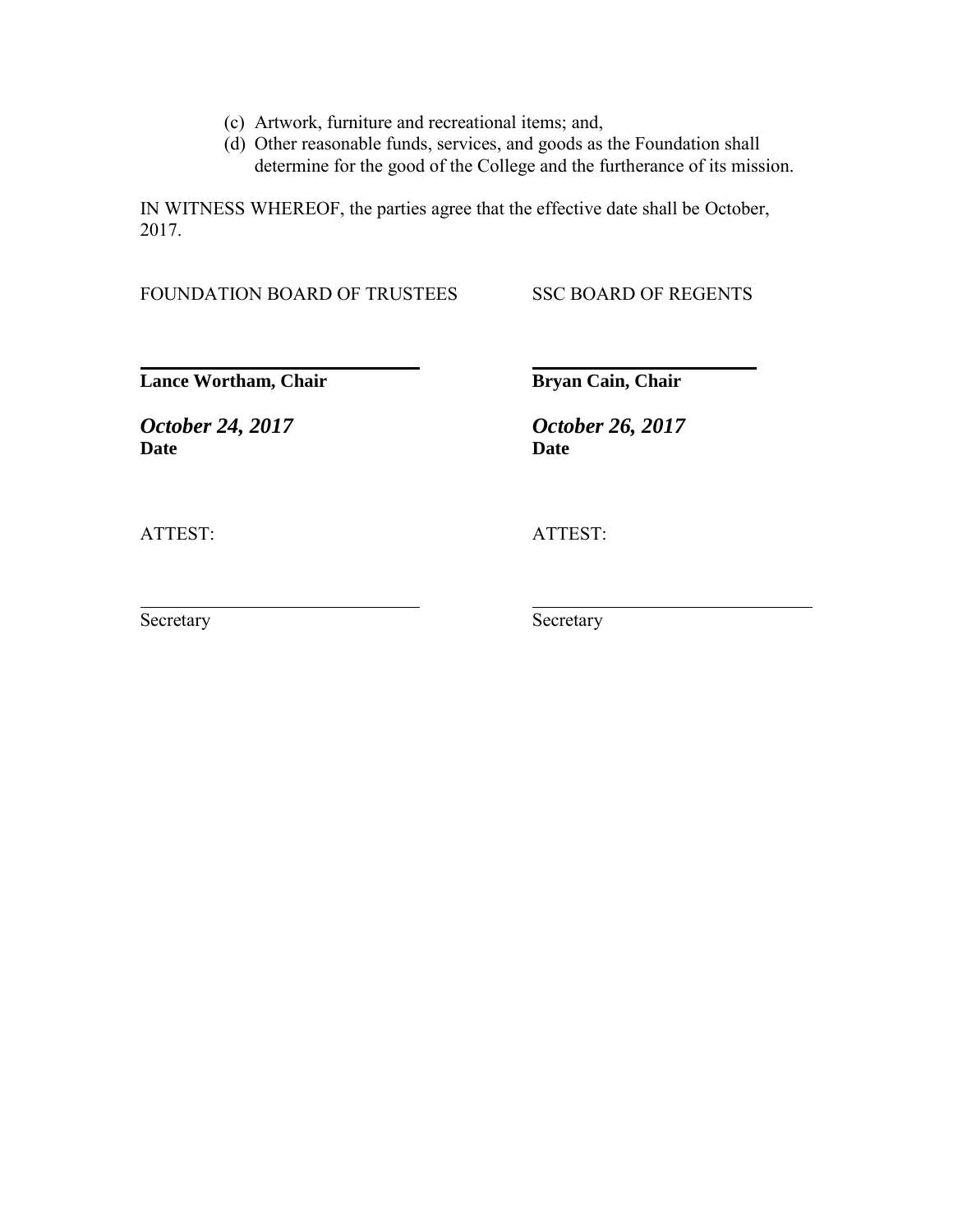(c) Artwork, furniture and recreational items; and,
(d) Other reasonable funds, services, and goods as the Foundation shall determine for the good of the College and the furtherance of its mission.

IN WITNESS WHEREOF, the parties agree that the effective date shall be October, 2017.

FOUNDATION BOARD OF TRUSTEES

**Lance Wortham, Chair**

***October 24, 2017***
**Date**

ATTEST:

Secretary

SSC BOARD OF REGENTS

**Bryan Cain, Chair**

***October 26, 2017***
**Date**

ATTEST:

Secretary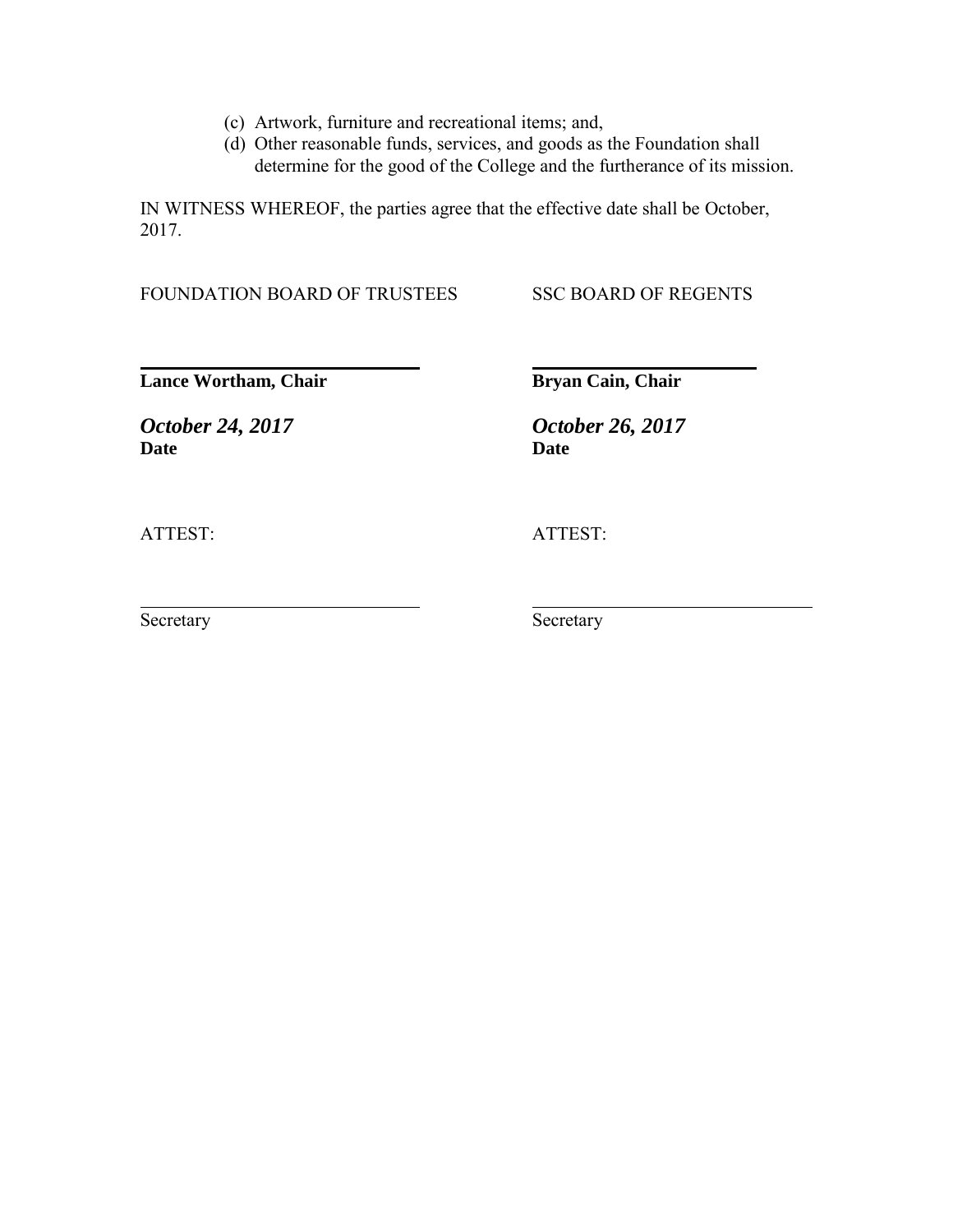(c) Artwork, furniture and recreational items; and,

(d) Other reasonable funds, services, and goods as the Foundation shall determine for the good of the College and the furtherance of its mission.

IN WITNESS WHEREOF, the parties agree that the effective date shall be October, 2017.

| | |
|---|---|
| FOUNDATION BOARD OF TRUSTEES | SSC BOARD OF REGENTS |
| \_\_\_\_\_\_\_\_\_\_\_\_\_\_\_\_\_\_\_\_\_\_\_\_\_\_\_\_ | \_\_\_\_\_\_\_\_\_\_\_\_\_\_\_\_\_\_\_\_\_\_\_\_\_\_\_\_ |
| **Lance Wortham, Chair** | **Bryan Cain, Chair** |
| ***October 24, 2017*** | ***October 26, 2017*** |
| **Date** | **Date** |
| ATTEST: | ATTEST: |
| \_\_\_\_\_\_\_\_\_\_\_\_\_\_\_\_\_\_\_\_\_\_\_\_\_\_\_\_ | \_\_\_\_\_\_\_\_\_\_\_\_\_\_\_\_\_\_\_\_\_\_\_\_\_\_\_\_ |
| Secretary | Secretary |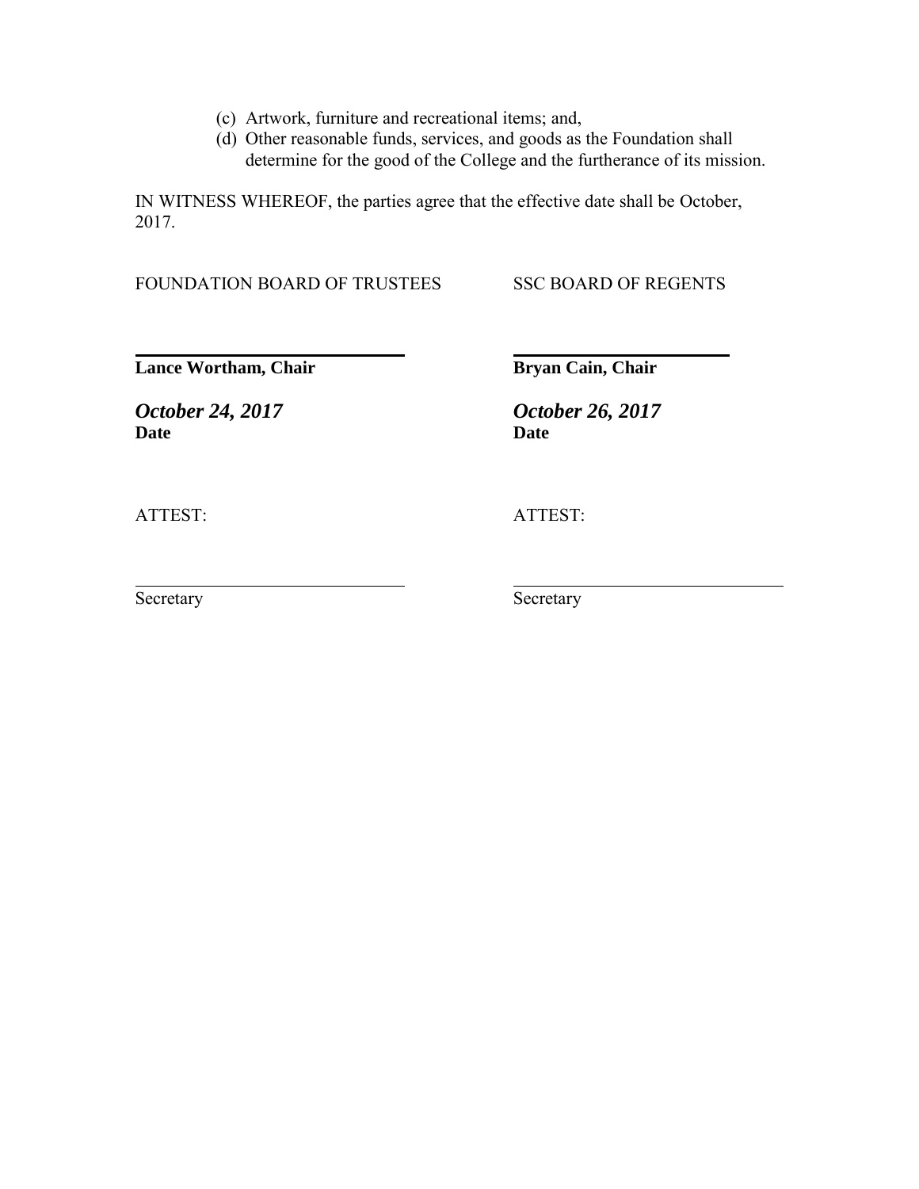(c) Artwork, furniture and recreational items; and,
(d) Other reasonable funds, services, and goods as the Foundation shall determine for the good of the College and the furtherance of its mission.

IN WITNESS WHEREOF, the parties agree that the effective date shall be October, 2017.

FOUNDATION BOARD OF TRUSTEES

**Lance Wortham, Chair**

***October 24, 2017***
**Date**

ATTEST:

Secretary

SSC BOARD OF REGENTS

**Bryan Cain, Chair**

***October 26, 2017***
**Date**

ATTEST:

Secretary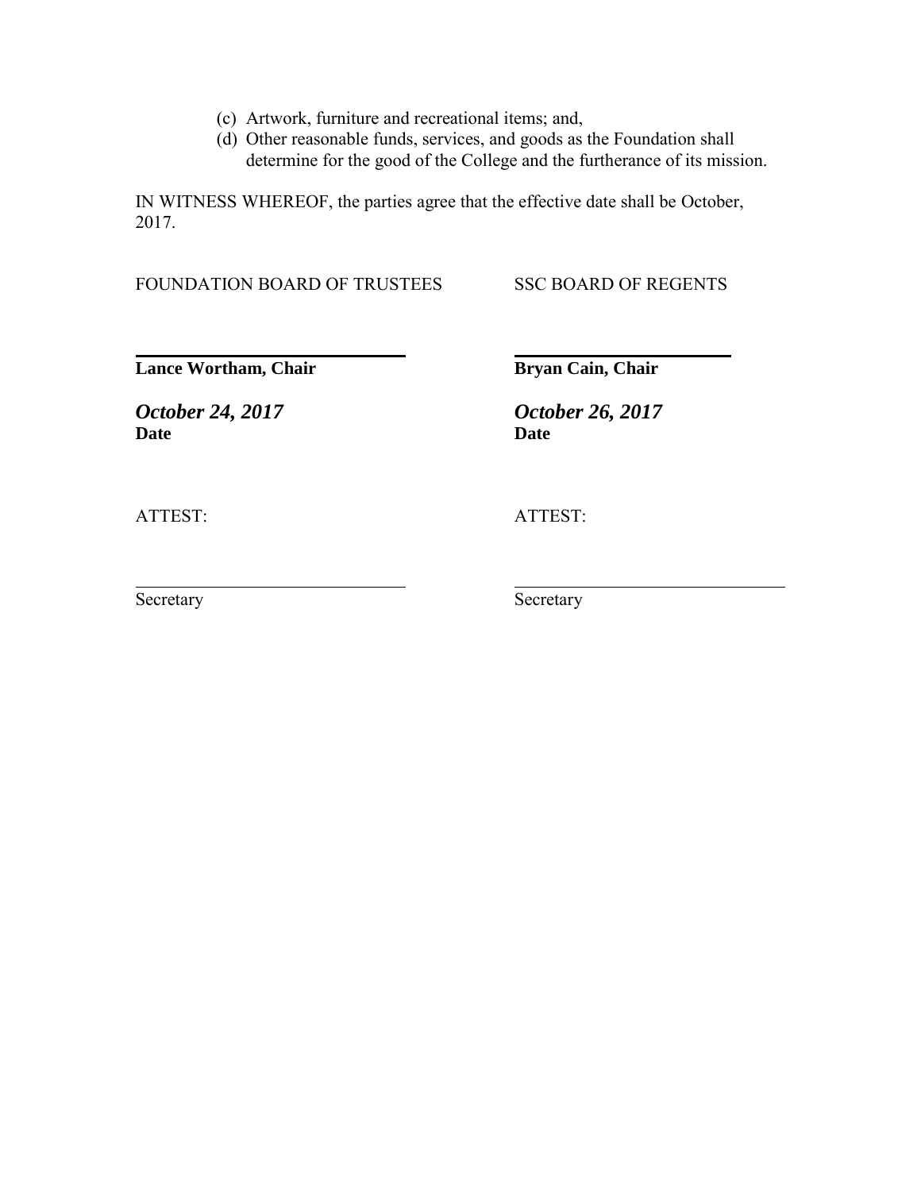(c) Artwork, furniture and recreational items; and,
(d) Other reasonable funds, services, and goods as the Foundation shall determine for the good of the College and the furtherance of its mission.

IN WITNESS WHEREOF, the parties agree that the effective date shall be October, 2017.

| FOUNDATION BOARD OF TRUSTEES | SSC BOARD OF REGENTS |
|---|---|
| **Lance Wortham, Chair** | **Bryan Cain, Chair** |
| ***October 24, 2017*** | ***October 26, 2017*** |
| **Date** | **Date** |
| ATTEST: | ATTEST: |
| Secretary | Secretary |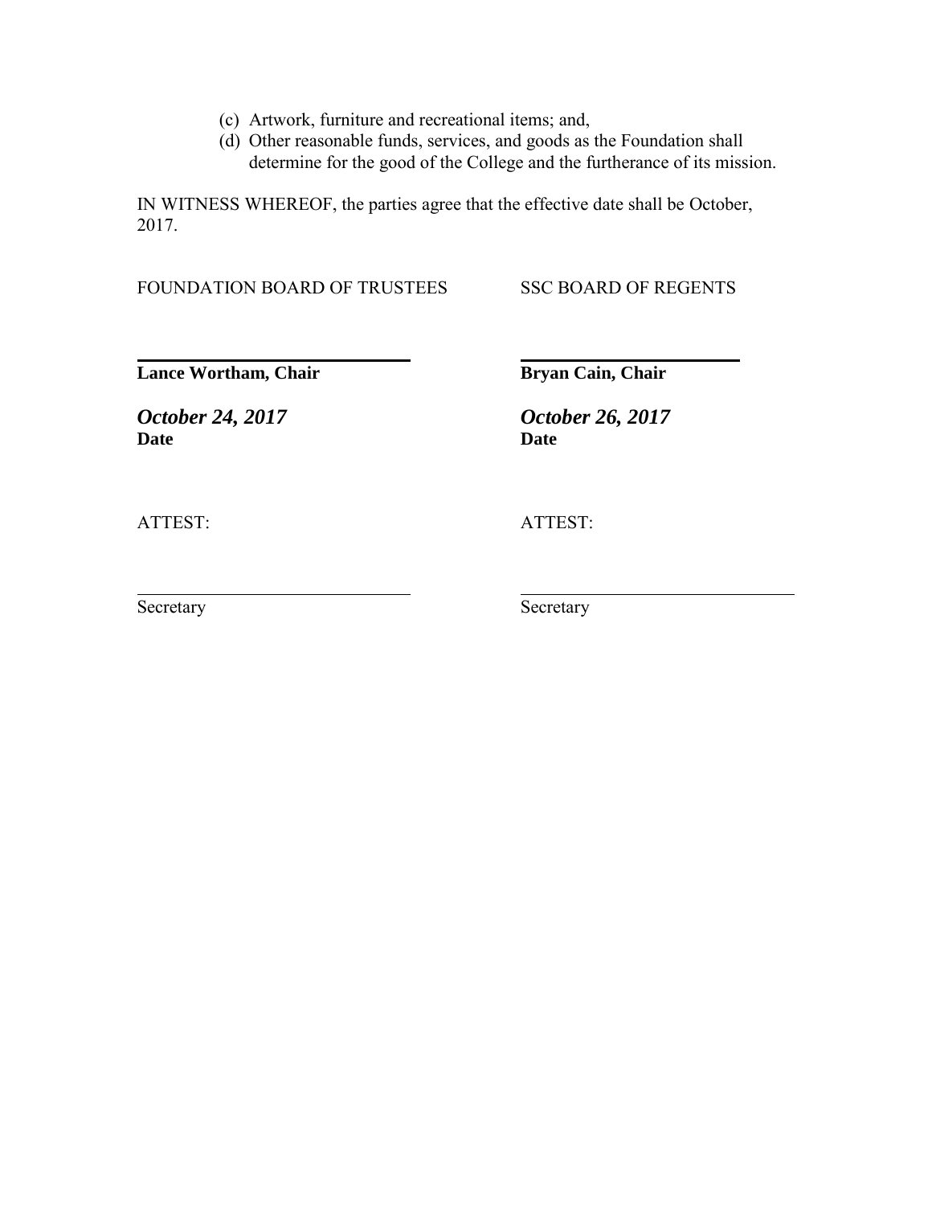(c) Artwork, furniture and recreational items; and,

(d) Other reasonable funds, services, and goods as the Foundation shall determine for the good of the College and the furtherance of its mission.

IN WITNESS WHEREOF, the parties agree that the effective date shall be October, 2017.

FOUNDATION BOARD OF TRUSTEES

**Lance Wortham, Chair**

***October 24, 2017***
**Date**

ATTEST:

Secretary

SSC BOARD OF REGENTS

**Bryan Cain, Chair**

***October 26, 2017***
**Date**

ATTEST:

Secretary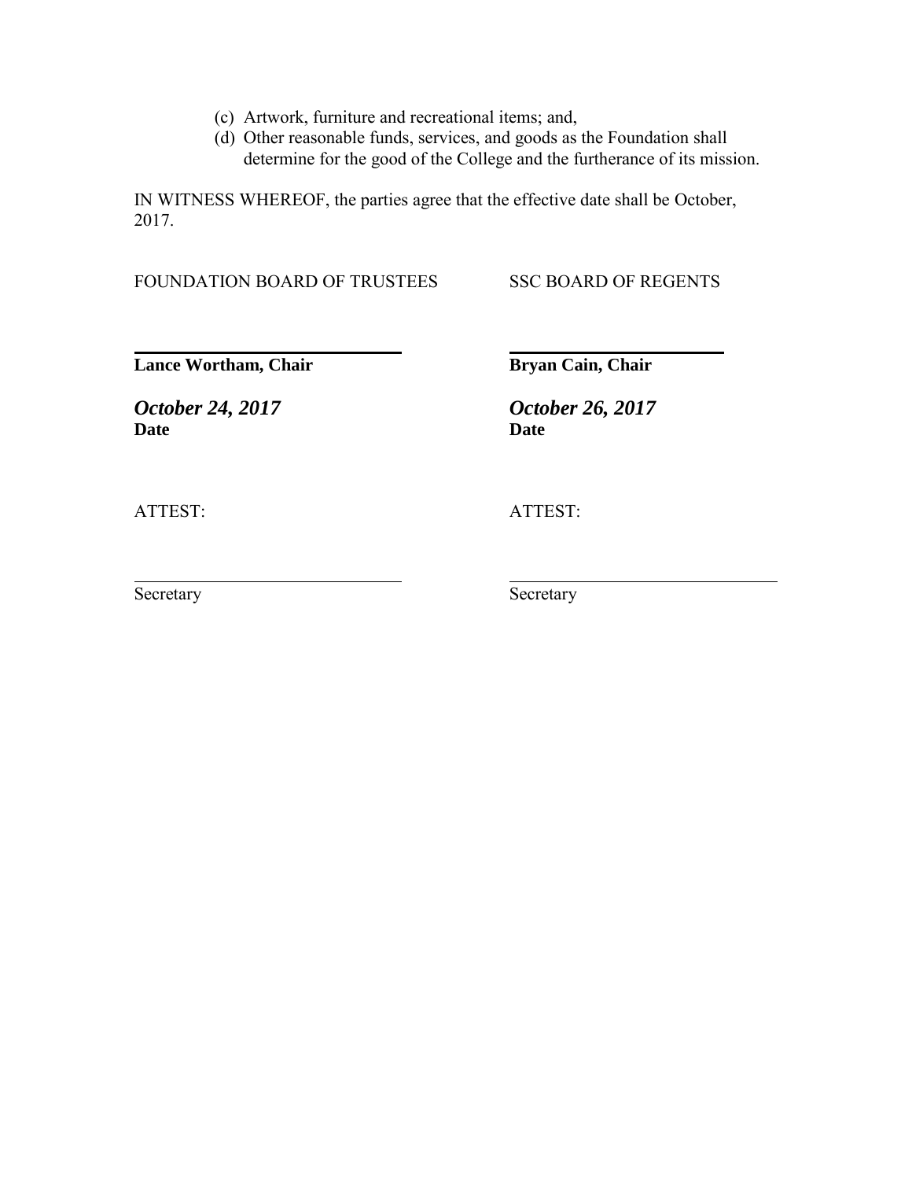(c) Artwork, furniture and recreational items; and,
(d) Other reasonable funds, services, and goods as the Foundation shall determine for the good of the College and the furtherance of its mission.

IN WITNESS WHEREOF, the parties agree that the effective date shall be October, 2017.

FOUNDATION BOARD OF TRUSTEES

______________________________
**Lance Wortham, Chair**

***October 24, 2017***
**Date**

ATTEST:

______________________________
Secretary

SSC BOARD OF REGENTS

______________________________
**Bryan Cain, Chair**

***October 26, 2017***
**Date**

ATTEST:

______________________________
Secretary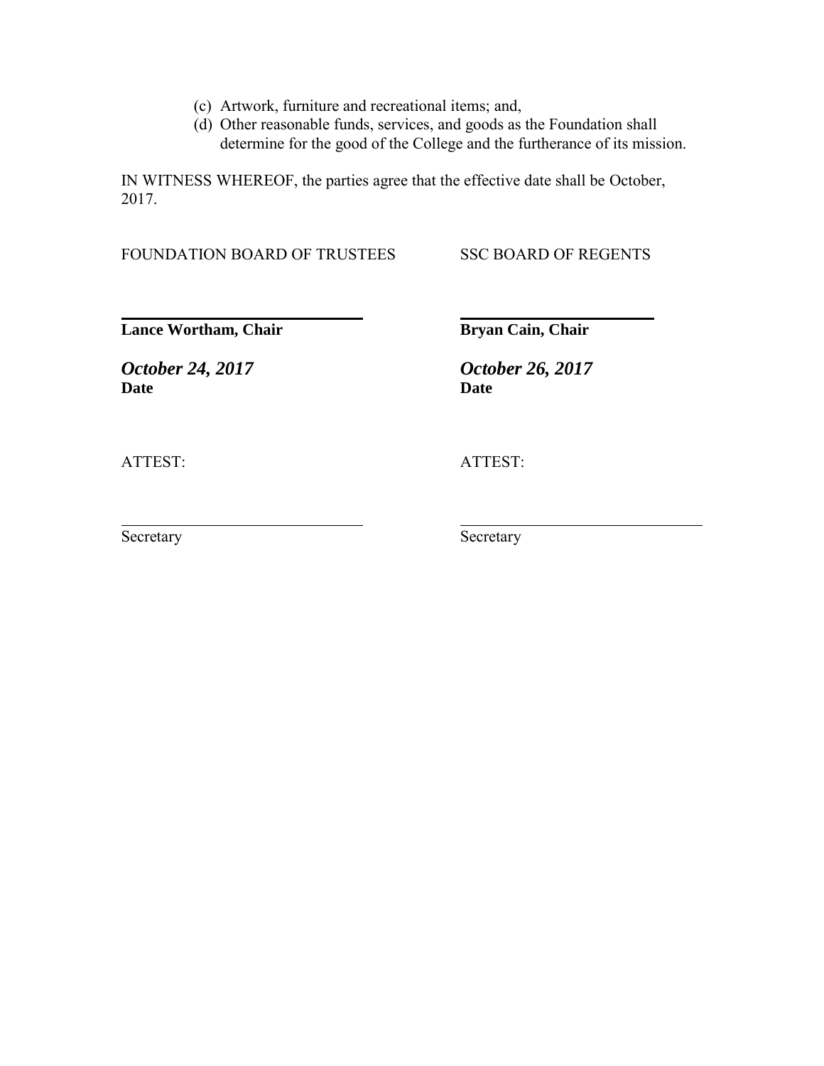(c) Artwork, furniture and recreational items; and,
(d) Other reasonable funds, services, and goods as the Foundation shall determine for the good of the College and the furtherance of its mission.

IN WITNESS WHEREOF, the parties agree that the effective date shall be October, 2017.

FOUNDATION BOARD OF TRUSTEES

**Lance Wortham, Chair**

***October 24, 2017***
**Date**

ATTEST:

Secretary

SSC BOARD OF REGENTS

**Bryan Cain, Chair**

***October 26, 2017***
**Date**

ATTEST:

Secretary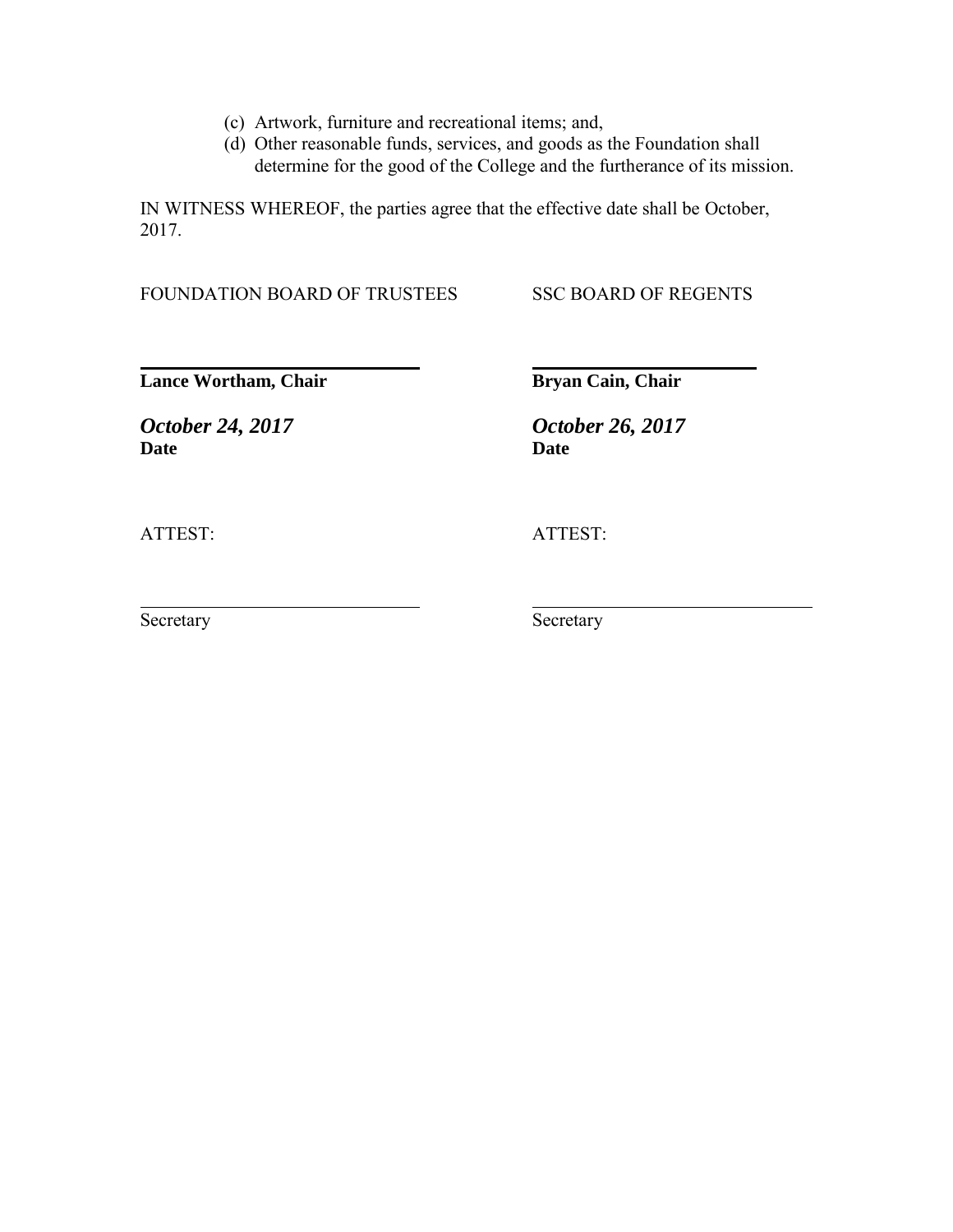(c) Artwork, furniture and recreational items; and,
(d) Other reasonable funds, services, and goods as the Foundation shall determine for the good of the College and the furtherance of its mission.

IN WITNESS WHEREOF, the parties agree that the effective date shall be October, 2017.

FOUNDATION BOARD OF TRUSTEES

______________________________
**Lance Wortham, Chair**

***October 24, 2017***
**Date**

ATTEST:

______________________________
Secretary

SSC BOARD OF REGENTS

______________________________
**Bryan Cain, Chair**

***October 26, 2017***
**Date**

ATTEST:

______________________________
Secretary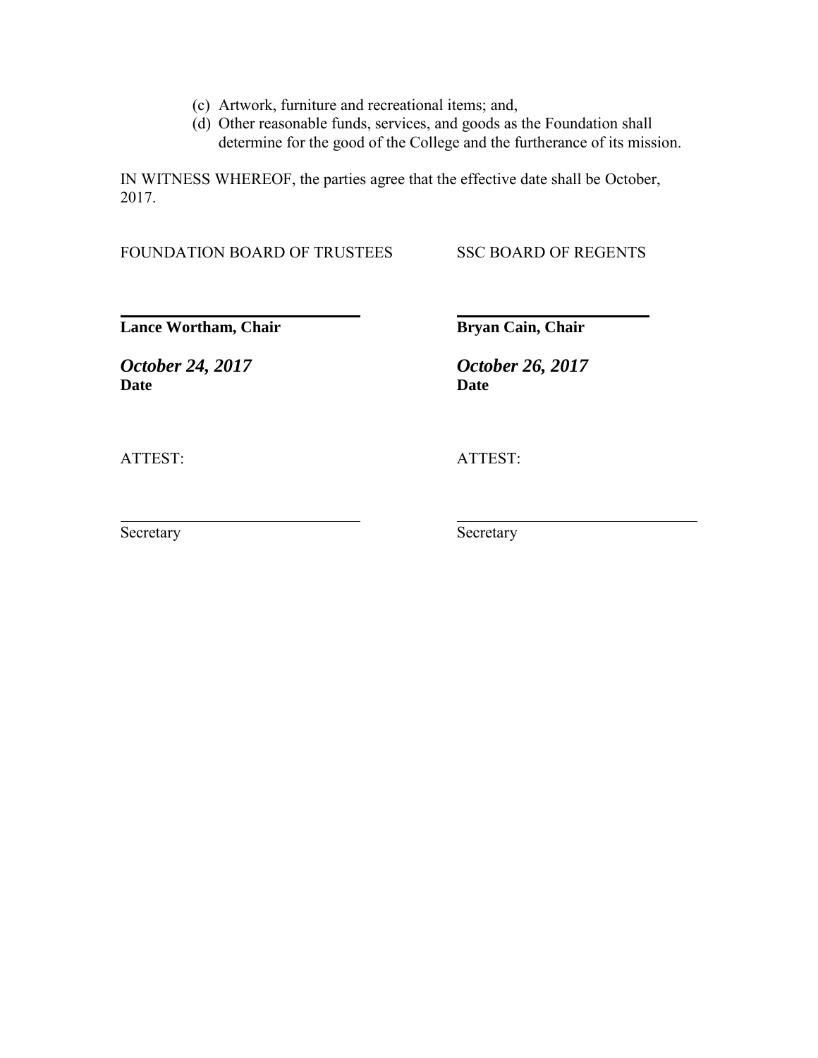(c) Artwork, furniture and recreational items; and,
(d) Other reasonable funds, services, and goods as the Foundation shall determine for the good of the College and the furtherance of its mission.

IN WITNESS WHEREOF, the parties agree that the effective date shall be October, 2017.

FOUNDATION BOARD OF TRUSTEES

**Lance Wortham, Chair**

***October 24, 2017***
**Date**

ATTEST:

Secretary

SSC BOARD OF REGENTS

**Bryan Cain, Chair**

***October 26, 2017***
**Date**

ATTEST:

Secretary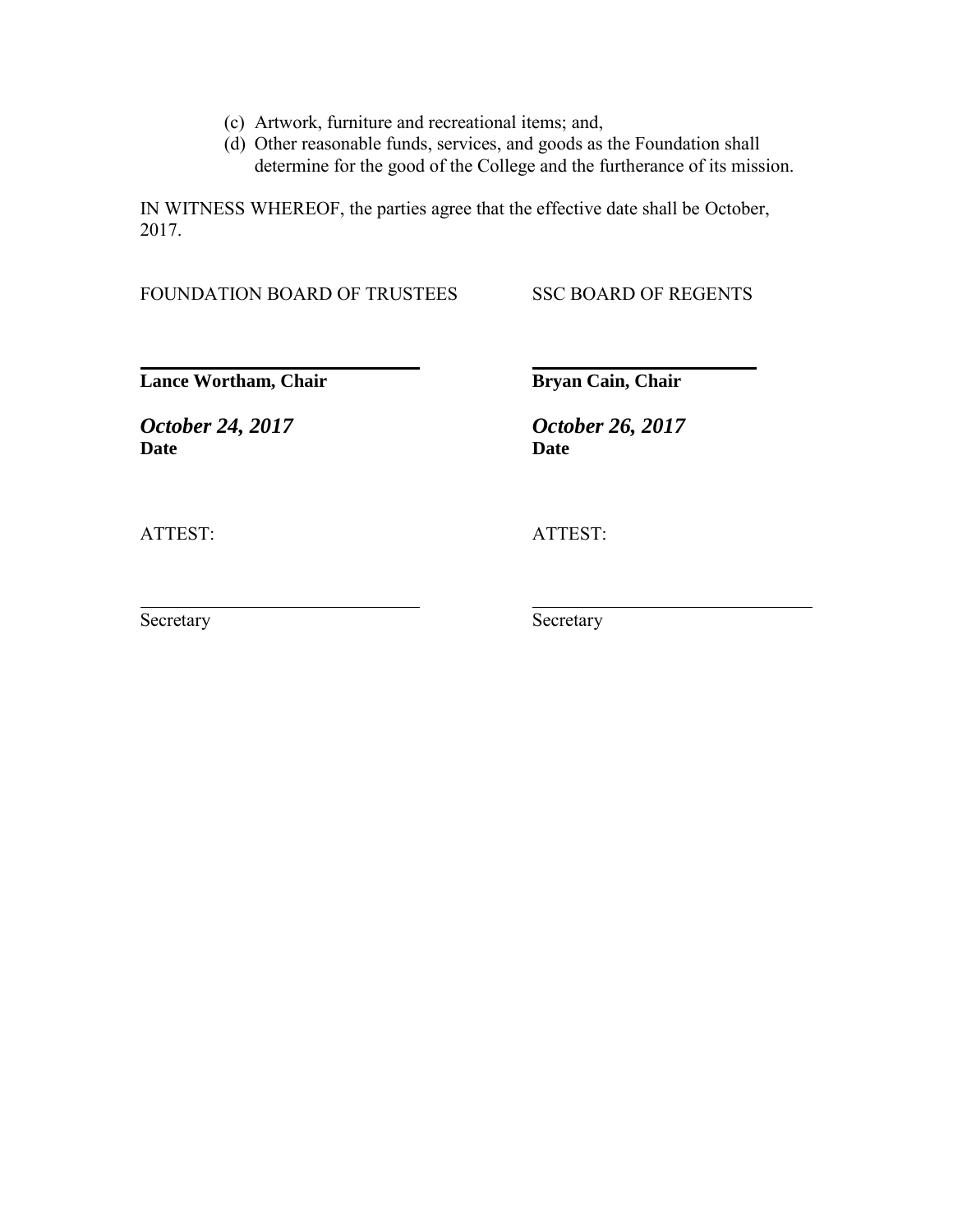(c) Artwork, furniture and recreational items; and,
(d) Other reasonable funds, services, and goods as the Foundation shall determine for the good of the College and the furtherance of its mission.

IN WITNESS WHEREOF, the parties agree that the effective date shall be October, 2017.

FOUNDATION BOARD OF TRUSTEES

**Lance Wortham, Chair**

***October 24, 2017***
**Date**

ATTEST:

Secretary

SSC BOARD OF REGENTS

**Bryan Cain, Chair**

***October 26, 2017***
**Date**

ATTEST:

Secretary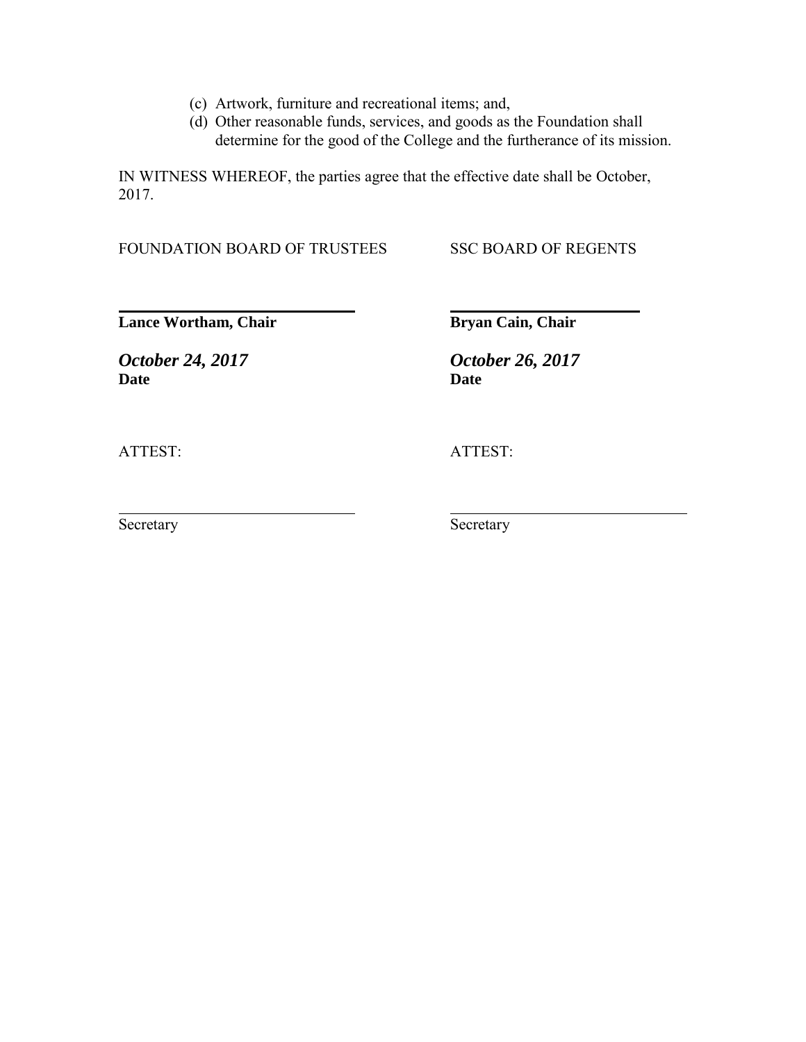(c) Artwork, furniture and recreational items; and,
(d) Other reasonable funds, services, and goods as the Foundation shall determine for the good of the College and the furtherance of its mission.

IN WITNESS WHEREOF, the parties agree that the effective date shall be October, 2017.

FOUNDATION BOARD OF TRUSTEES

\_\_\_\_\_\_\_\_\_\_\_\_\_\_\_\_\_\_\_\_\_\_\_\_\_\_\_\_\_\_

**Lance Wortham, Chair**

***October 24, 2017***
**Date**

ATTEST:

\_\_\_\_\_\_\_\_\_\_\_\_\_\_\_\_\_\_\_\_\_\_\_\_\_\_\_\_\_\_

Secretary

SSC BOARD OF REGENTS

\_\_\_\_\_\_\_\_\_\_\_\_\_\_\_\_\_\_\_\_\_\_\_\_\_\_\_\_\_\_

**Bryan Cain, Chair**

***October 26, 2017***
**Date**

ATTEST:

\_\_\_\_\_\_\_\_\_\_\_\_\_\_\_\_\_\_\_\_\_\_\_\_\_\_\_\_\_\_

Secretary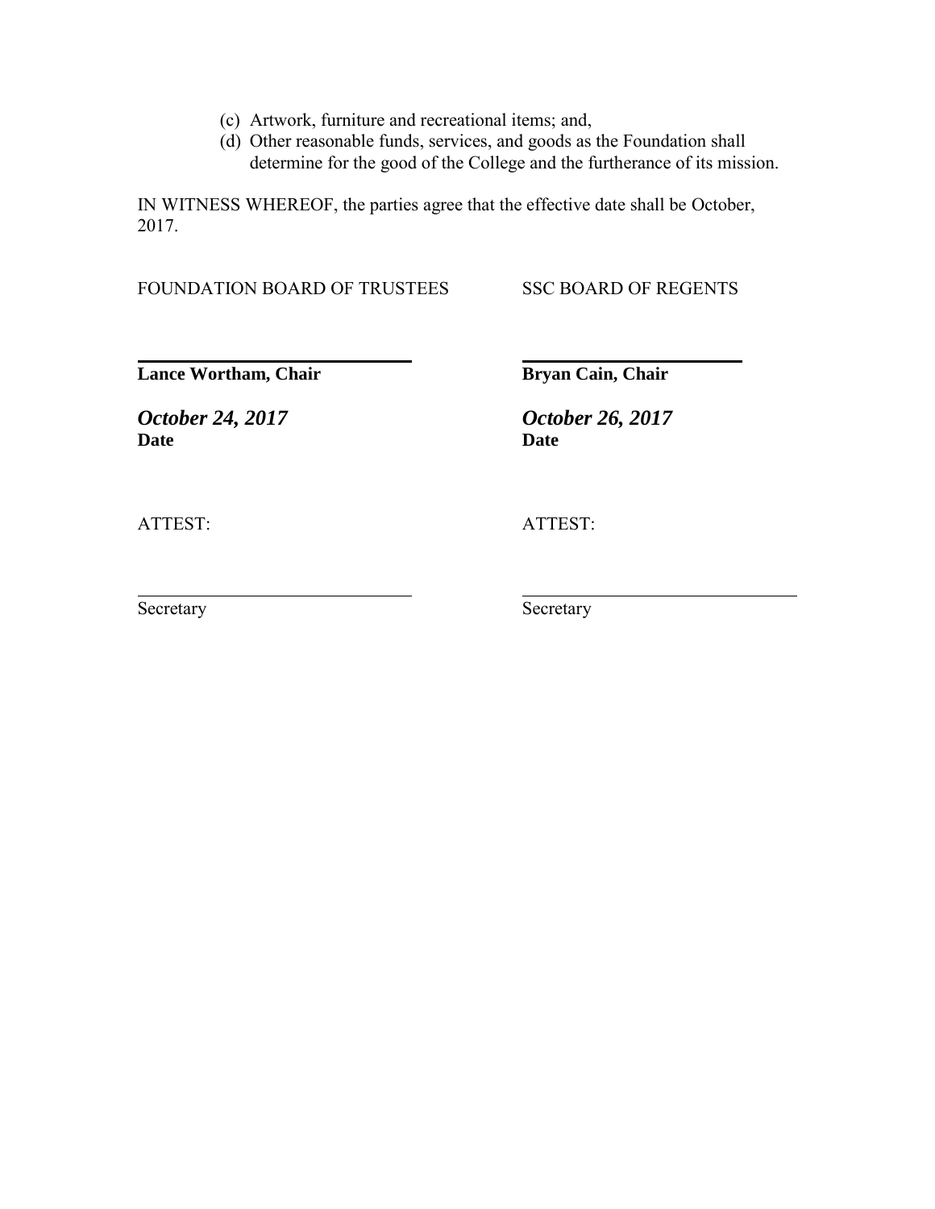(c) Artwork, furniture and recreational items; and,

(d) Other reasonable funds, services, and goods as the Foundation shall determine for the good of the College and the furtherance of its mission.

IN WITNESS WHEREOF, the parties agree that the effective date shall be October, 2017.

FOUNDATION BOARD OF TRUSTEES

**Lance Wortham, Chair**

***October 24, 2017***
**Date**

ATTEST:

Secretary

SSC BOARD OF REGENTS

**Bryan Cain, Chair**

***October 26, 2017***
**Date**

ATTEST:

Secretary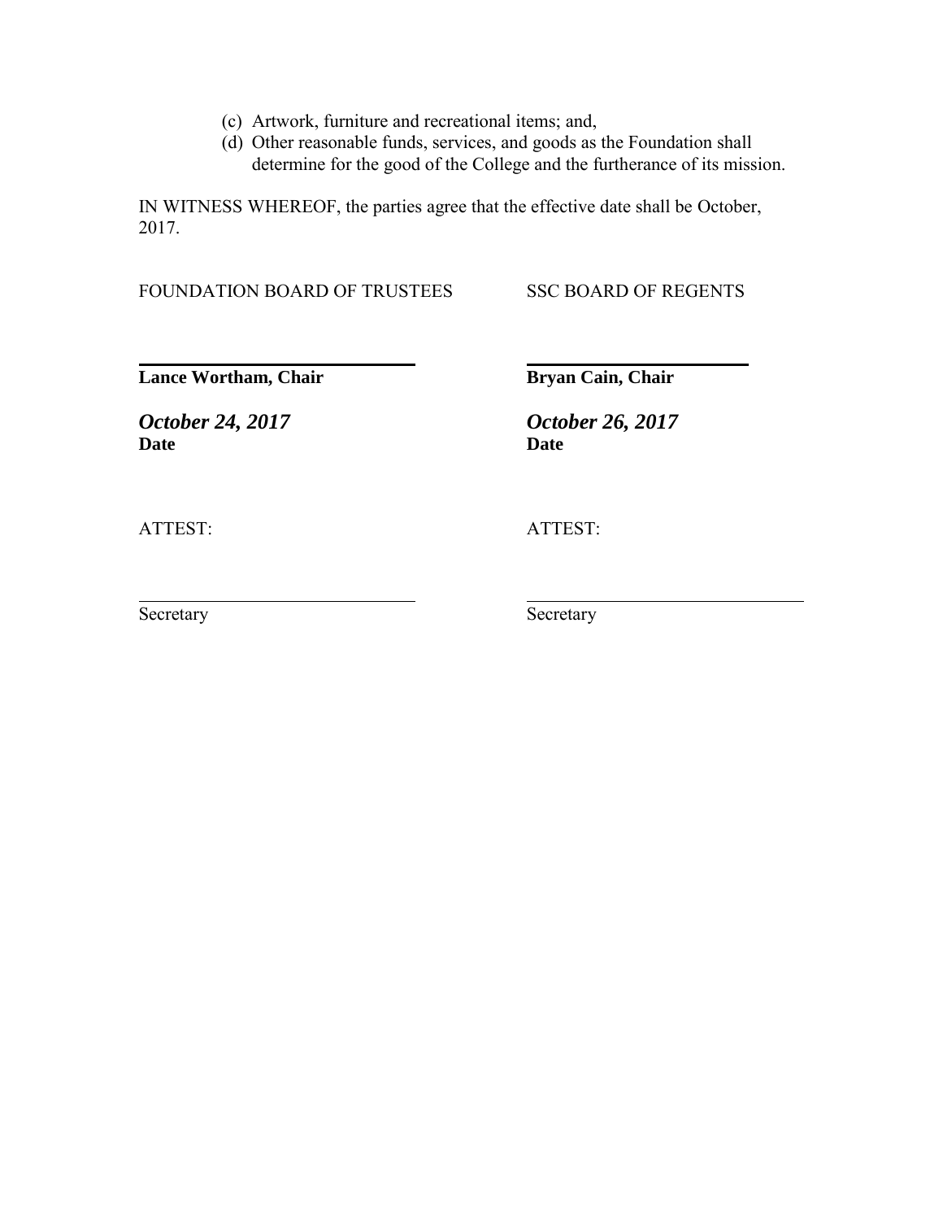(c) Artwork, furniture and recreational items; and,

(d) Other reasonable funds, services, and goods as the Foundation shall determine for the good of the College and the furtherance of its mission.

IN WITNESS WHEREOF, the parties agree that the effective date shall be October, 2017.

| FOUNDATION BOARD OF TRUSTEES | SSC BOARD OF REGENTS |
|---|---|
| **Lance Wortham, Chair** | **Bryan Cain, Chair** |
| ***October 24, 2017*** | ***October 26, 2017*** |
| **Date** | **Date** |
| ATTEST: | ATTEST: |
| Secretary | Secretary |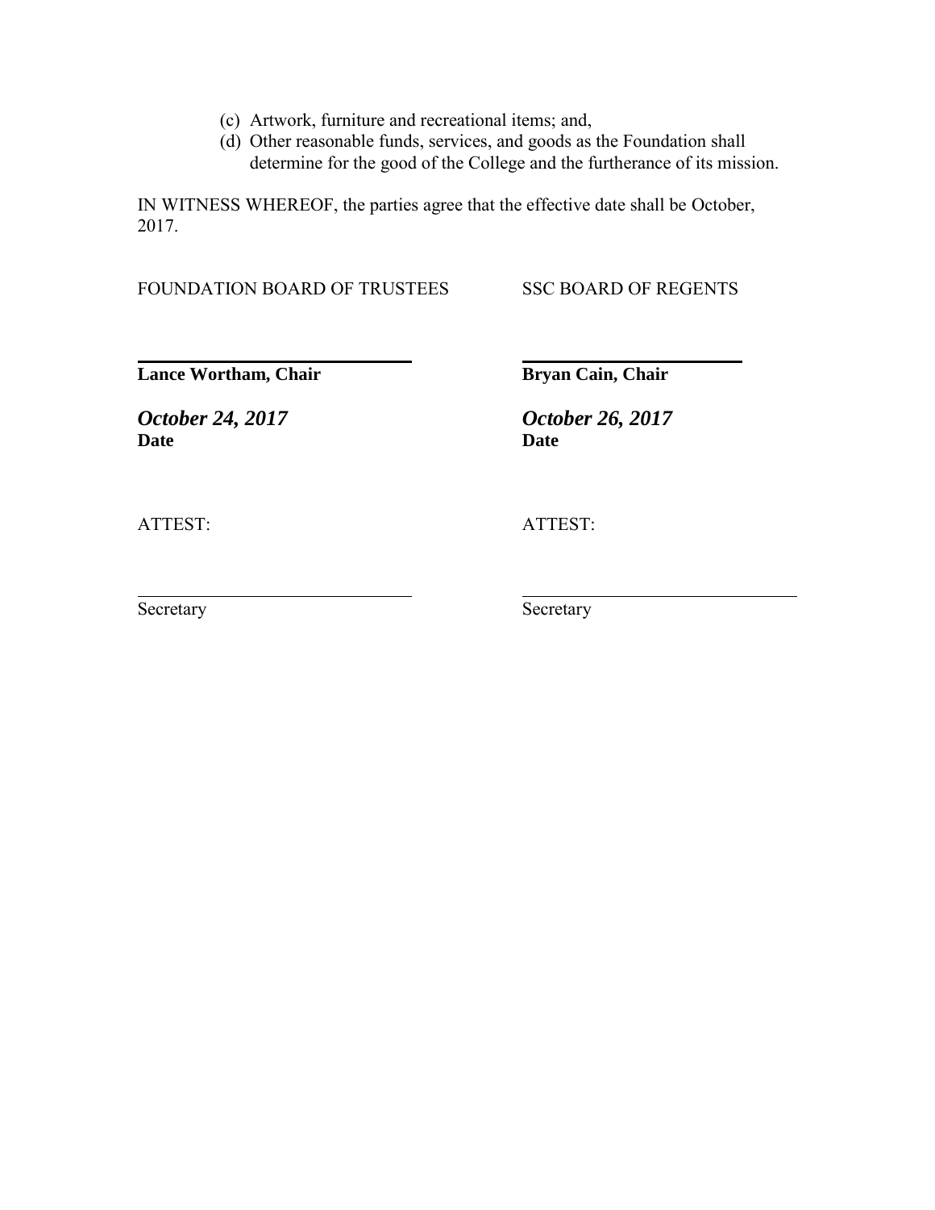(c) Artwork, furniture and recreational items; and,
(d) Other reasonable funds, services, and goods as the Foundation shall determine for the good of the College and the furtherance of its mission.

IN WITNESS WHEREOF, the parties agree that the effective date shall be October, 2017.

| | |
|---|---|
| FOUNDATION BOARD OF TRUSTEES | SSC BOARD OF REGENTS |
| \_\_\_\_\_\_\_\_\_\_\_\_\_\_\_\_\_\_\_\_\_\_\_\_\_\_\_\_ | \_\_\_\_\_\_\_\_\_\_\_\_\_\_\_\_\_\_\_\_\_\_\_\_\_\_\_\_ |
| **Lance Wortham, Chair** | **Bryan Cain, Chair** |
| ***October 24, 2017*** | ***October 26, 2017*** |
| **Date** | **Date** |
| ATTEST: | ATTEST: |
| \_\_\_\_\_\_\_\_\_\_\_\_\_\_\_\_\_\_\_\_\_\_\_\_\_\_\_\_ | \_\_\_\_\_\_\_\_\_\_\_\_\_\_\_\_\_\_\_\_\_\_\_\_\_\_\_\_ |
| Secretary | Secretary |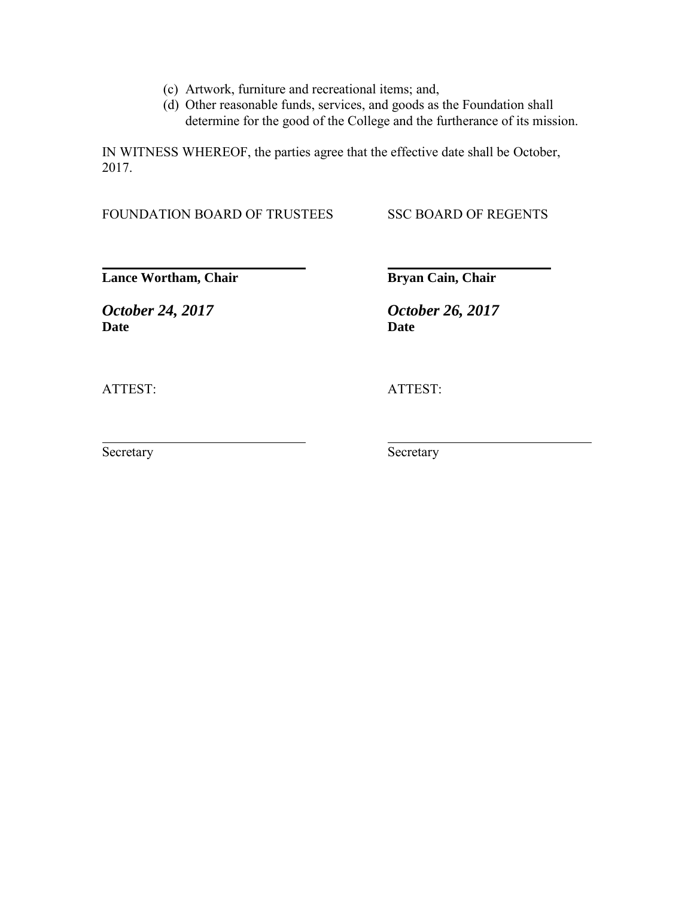(c) Artwork, furniture and recreational items; and,

(d) Other reasonable funds, services, and goods as the Foundation shall determine for the good of the College and the furtherance of its mission.

IN WITNESS WHEREOF, the parties agree that the effective date shall be October, 2017.

FOUNDATION BOARD OF TRUSTEES

**Lance Wortham, Chair**

***October 24, 2017***
**Date**

ATTEST:

Secretary

SSC BOARD OF REGENTS

**Bryan Cain, Chair**

***October 26, 2017***
**Date**

ATTEST:

Secretary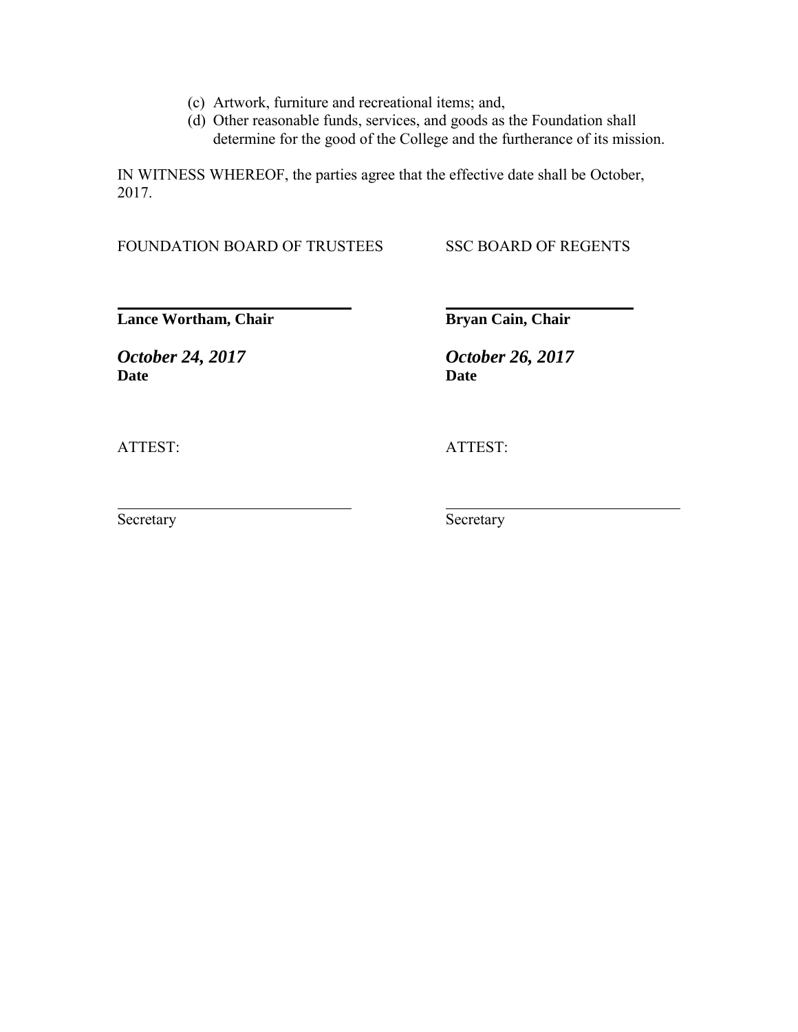(c) Artwork, furniture and recreational items; and,

(d) Other reasonable funds, services, and goods as the Foundation shall determine for the good of the College and the furtherance of its mission.

IN WITNESS WHEREOF, the parties agree that the effective date shall be October, 2017.

FOUNDATION BOARD OF TRUSTEES

**Lance Wortham, Chair**

***October 24, 2017***
**Date**

ATTEST:

Secretary

SSC BOARD OF REGENTS

**Bryan Cain, Chair**

***October 26, 2017***
**Date**

ATTEST:

Secretary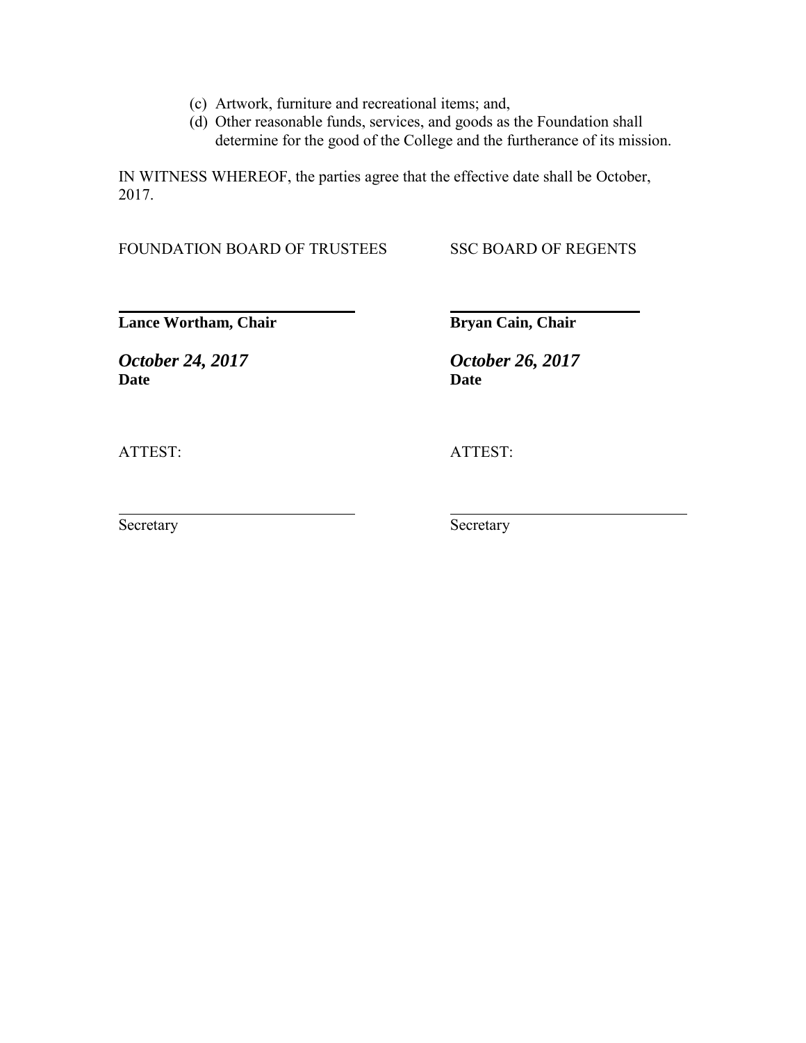(c) Artwork, furniture and recreational items; and,
(d) Other reasonable funds, services, and goods as the Foundation shall determine for the good of the College and the furtherance of its mission.

IN WITNESS WHEREOF, the parties agree that the effective date shall be October, 2017.

FOUNDATION BOARD OF TRUSTEES

______________________________
**Lance Wortham, Chair**

***October 24, 2017***
**Date**

ATTEST:

______________________________
Secretary

SSC BOARD OF REGENTS

______________________________
**Bryan Cain, Chair**

***October 26, 2017***
**Date**

ATTEST:

______________________________
Secretary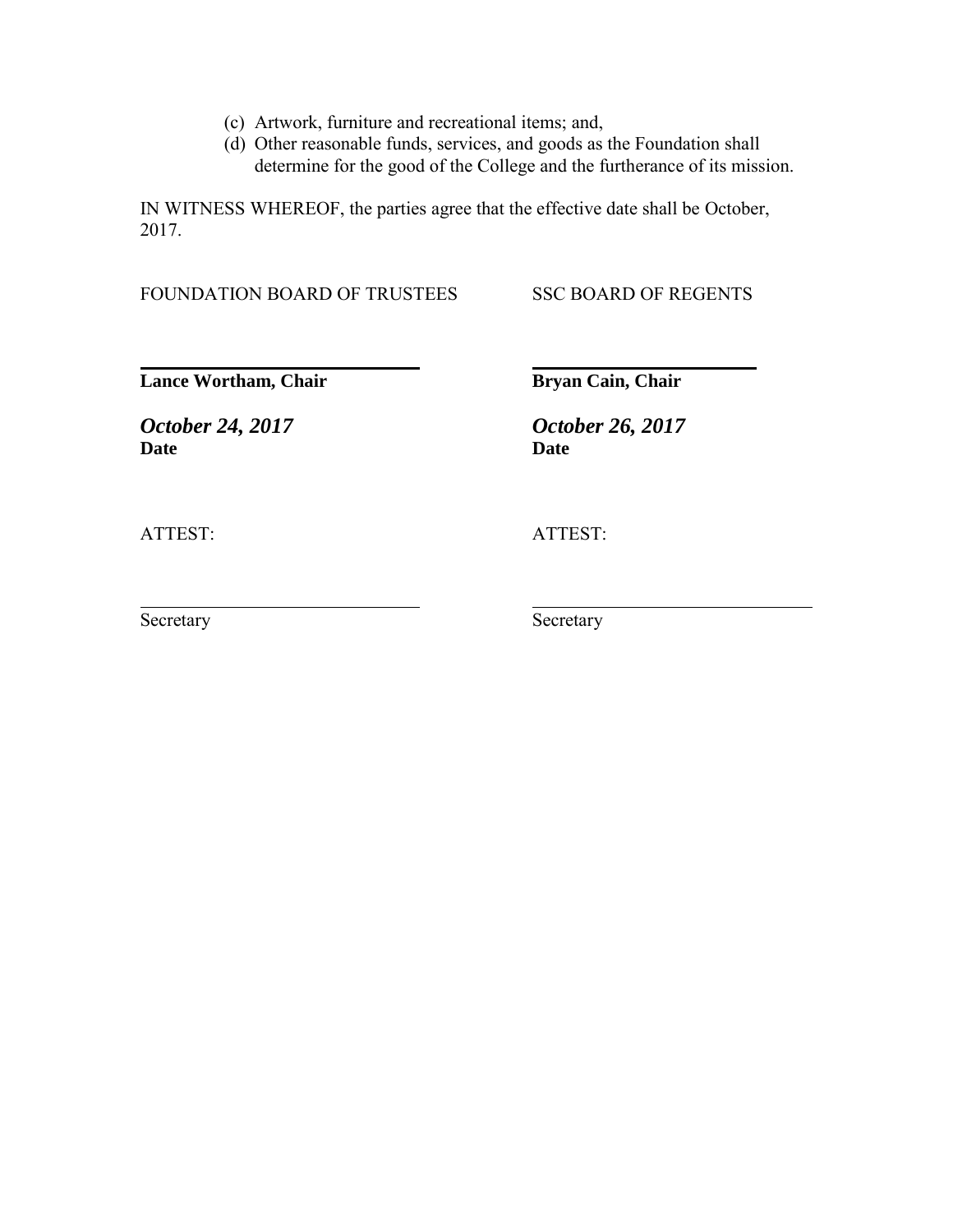(c) Artwork, furniture and recreational items; and,
(d) Other reasonable funds, services, and goods as the Foundation shall determine for the good of the College and the furtherance of its mission.

IN WITNESS WHEREOF, the parties agree that the effective date shall be October, 2017.

FOUNDATION BOARD OF TRUSTEES

**Lance Wortham, Chair**

***October 24, 2017***
**Date**

ATTEST:

Secretary

SSC BOARD OF REGENTS

**Bryan Cain, Chair**

***October 26, 2017***
**Date**

ATTEST:

Secretary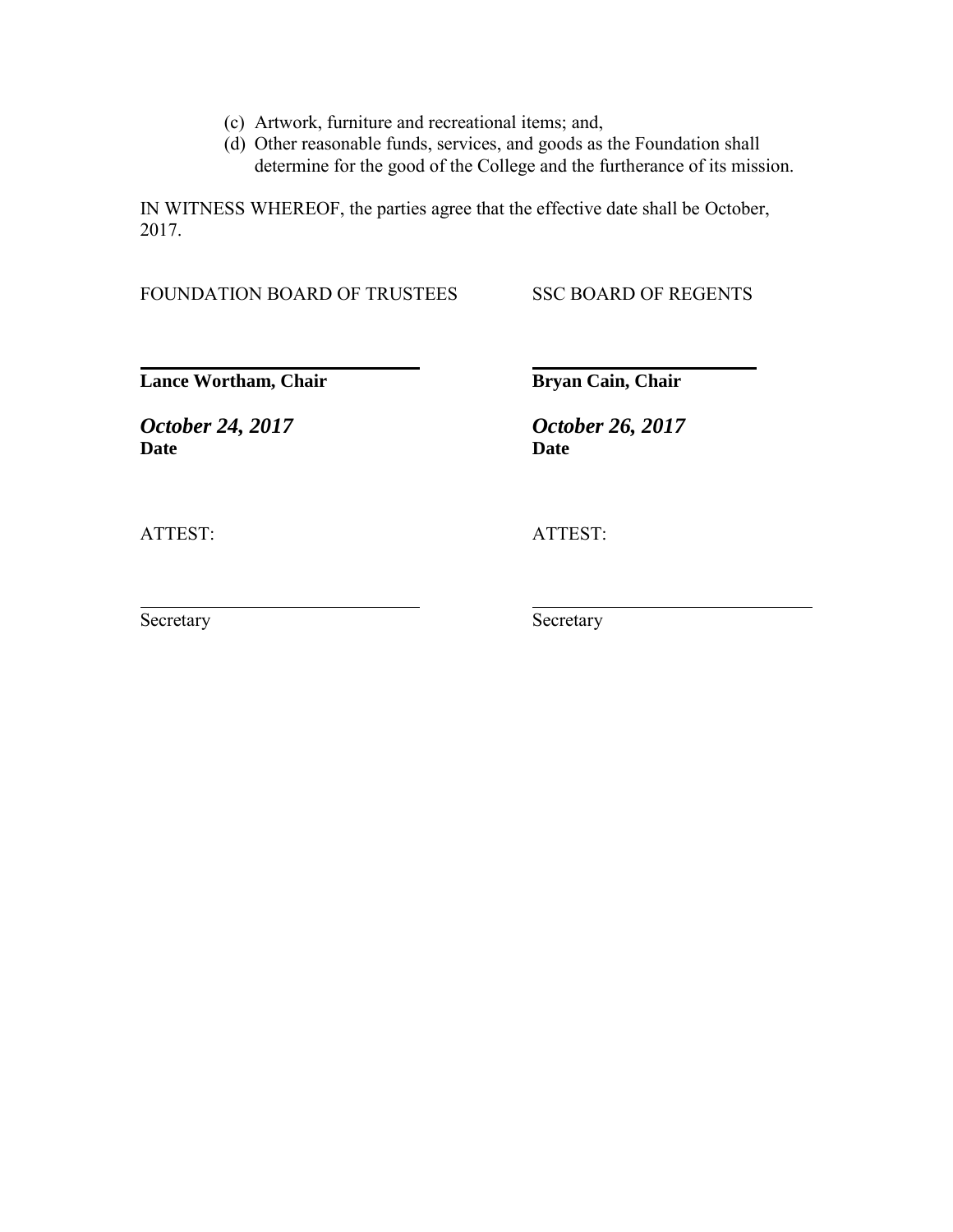(c) Artwork, furniture and recreational items; and,
(d) Other reasonable funds, services, and goods as the Foundation shall determine for the good of the College and the furtherance of its mission.

IN WITNESS WHEREOF, the parties agree that the effective date shall be October, 2017.

| FOUNDATION BOARD OF TRUSTEES | SSC BOARD OF REGENTS |
| --- | --- |
| \_\_\_\_\_\_\_\_\_\_\_\_\_\_\_\_\_\_\_\_\_\_\_\_\_\_\_\_ | \_\_\_\_\_\_\_\_\_\_\_\_\_\_\_\_\_\_\_\_\_\_\_\_\_\_\_\_ |
| **Lance Wortham, Chair** | **Bryan Cain, Chair** |
| ***October 24, 2017*** | ***October 26, 2017*** |
| **Date** | **Date** |
| ATTEST: | ATTEST: |
| \_\_\_\_\_\_\_\_\_\_\_\_\_\_\_\_\_\_\_\_\_\_\_\_\_\_\_\_ | \_\_\_\_\_\_\_\_\_\_\_\_\_\_\_\_\_\_\_\_\_\_\_\_\_\_\_\_ |
| Secretary | Secretary |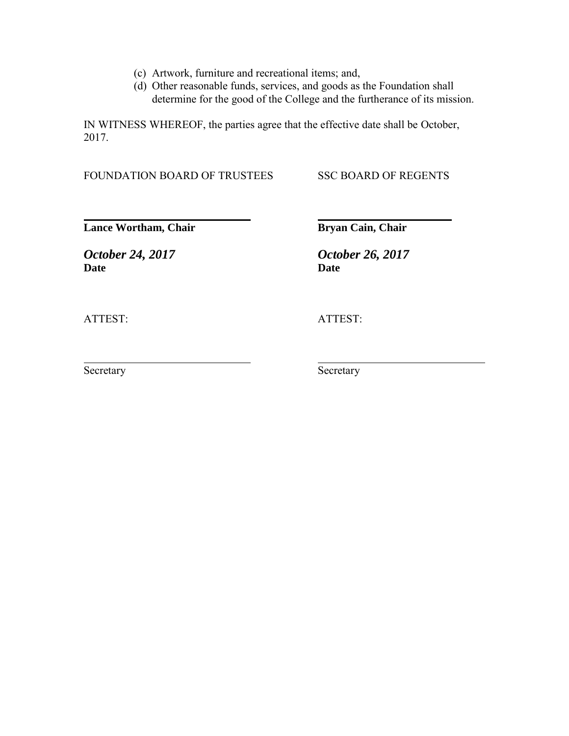(c) Artwork, furniture and recreational items; and,
(d) Other reasonable funds, services, and goods as the Foundation shall determine for the good of the College and the furtherance of its mission.

IN WITNESS WHEREOF, the parties agree that the effective date shall be October, 2017.

FOUNDATION BOARD OF TRUSTEES

______________________________
**Lance Wortham, Chair**

***October 24, 2017***
**Date**

ATTEST:

______________________________
Secretary

SSC BOARD OF REGENTS

______________________________
**Bryan Cain, Chair**

***October 26, 2017***
**Date**

ATTEST:

______________________________
Secretary